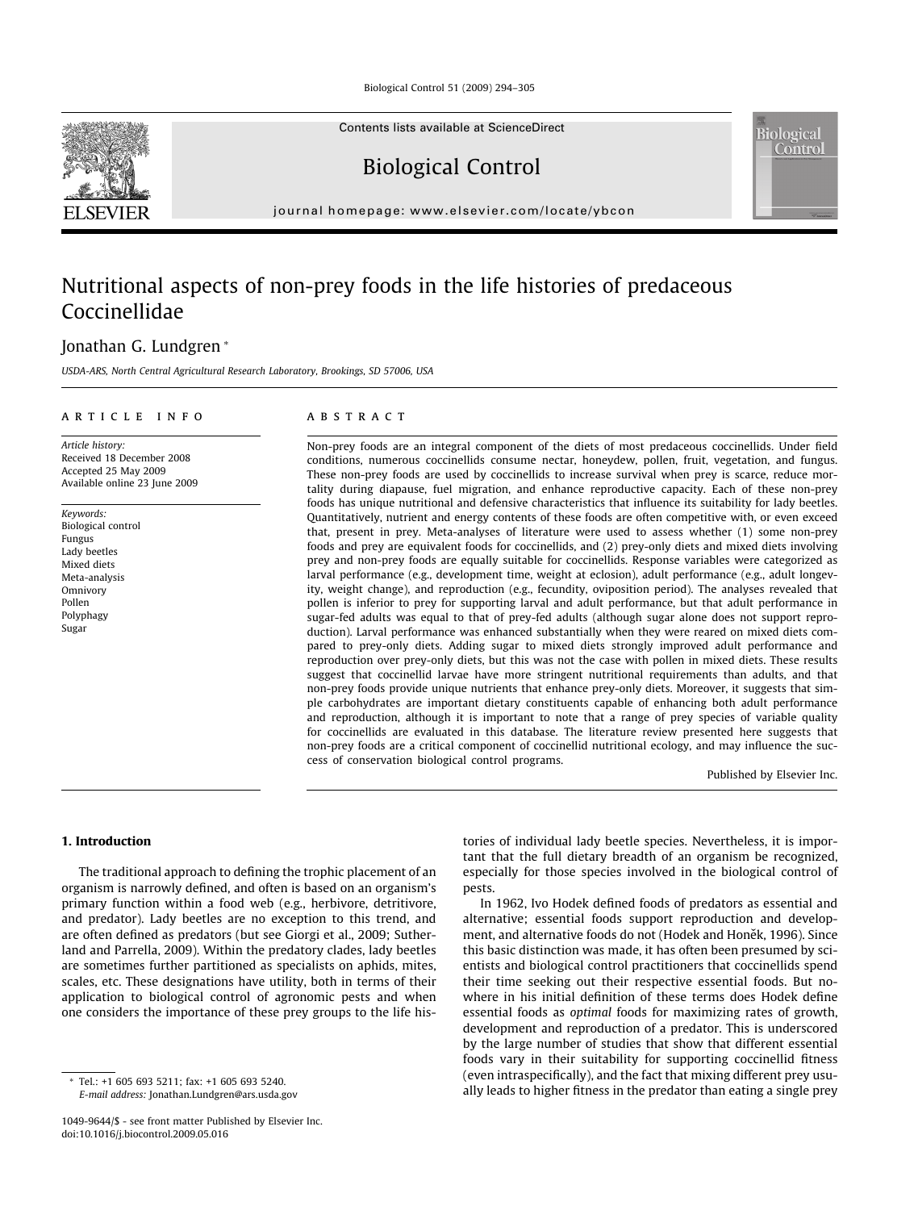Contents lists available at ScienceDirect

# Biological Control

journal homepage: www.elsevier.com/locate/ybcon

# Nutritional aspects of non-prey foods in the life histories of predaceous Coccinellidae

Jonathan G. Lundgren *

USDA-ARS, North Central Agricultural Research Laboratory, Brookings, SD 57006, USA

**ARTICLE INFO**

*Article history:*
Received 18 December 2008
Accepted 25 May 2009
Available online 23 June 2009

*Keywords:*
Biological control
Fungus
Lady beetles
Mixed diets
Meta-analysis
Omnivory
Pollen
Polyphagy
Sugar

**ABSTRACT**

Non-prey foods are an integral component of the diets of most predaceous coccinellids. Under field conditions, numerous coccinellids consume nectar, honeydew, pollen, fruit, vegetation, and fungus. These non-prey foods are used by coccinellids to increase survival when prey is scarce, reduce mortality during diapause, fuel migration, and enhance reproductive capacity. Each of these non-prey foods has unique nutritional and defensive characteristics that influence its suitability for lady beetles. Quantitatively, nutrient and energy contents of these foods are often competitive with, or even exceed that, present in prey. Meta-analyses of literature were used to assess whether (1) some non-prey foods and prey are equivalent foods for coccinellids, and (2) prey-only diets and mixed diets involving prey and non-prey foods are equally suitable for coccinellids. Response variables were categorized as larval performance (e.g., development time, weight at eclosion), adult performance (e.g., adult longevity, weight change), and reproduction (e.g., fecundity, oviposition period). The analyses revealed that pollen is inferior to prey for supporting larval and adult performance, but that adult performance in sugar-fed adults was equal to that of prey-fed adults (although sugar alone does not support reproduction). Larval performance was enhanced substantially when they were reared on mixed diets compared to prey-only diets. Adding sugar to mixed diets strongly improved adult performance and reproduction over prey-only diets, but this was not the case with pollen in mixed diets. These results suggest that coccinellid larvae have more stringent nutritional requirements than adults, and that non-prey foods provide unique nutrients that enhance prey-only diets. Moreover, it suggests that simple carbohydrates are important dietary constituents capable of enhancing both adult performance and reproduction, although it is important to note that a range of prey species of variable quality for coccinellids are evaluated in this database. The literature review presented here suggests that non-prey foods are a critical component of coccinellid nutritional ecology, and may influence the success of conservation biological control programs.

Published by Elsevier Inc.

## 1. Introduction

The traditional approach to defining the trophic placement of an organism is narrowly defined, and often is based on an organism's primary function within a food web (e.g., herbivore, detritivore, and predator). Lady beetles are no exception to this trend, and are often defined as predators (but see Giorgi et al., 2009; Sutherland and Parrella, 2009). Within the predatory clades, lady beetles are sometimes further partitioned as specialists on aphids, mites, scales, etc. These designations have utility, both in terms of their application to biological control of agronomic pests and when one considers the importance of these prey groups to the life histories of individual lady beetle species. Nevertheless, it is important that the full dietary breadth of an organism be recognized, especially for those species involved in the biological control of pests.

In 1962, Ivo Hodek defined foods of predators as essential and alternative; essential foods support reproduction and development, and alternative foods do not (Hodek and Honěk, 1996). Since this basic distinction was made, it has often been presumed by scientists and biological control practitioners that coccinellids spend their time seeking out their respective essential foods. But nowhere in his initial definition of these terms does Hodek define essential foods as *optimal* foods for maximizing rates of growth, development and reproduction of a predator. This is underscored by the large number of studies that show that different essential foods vary in their suitability for supporting coccinellid fitness (even intraspecifically), and the fact that mixing different prey usually leads to higher fitness in the predator than eating a single prey

* Tel.: +1 605 693 5211; fax: +1 605 693 5240.
*E-mail address:* Jonathan.Lundgren@ars.usda.gov

1049-9644/$ - see front matter Published by Elsevier Inc.
doi:10.1016/j.biocontrol.2009.05.016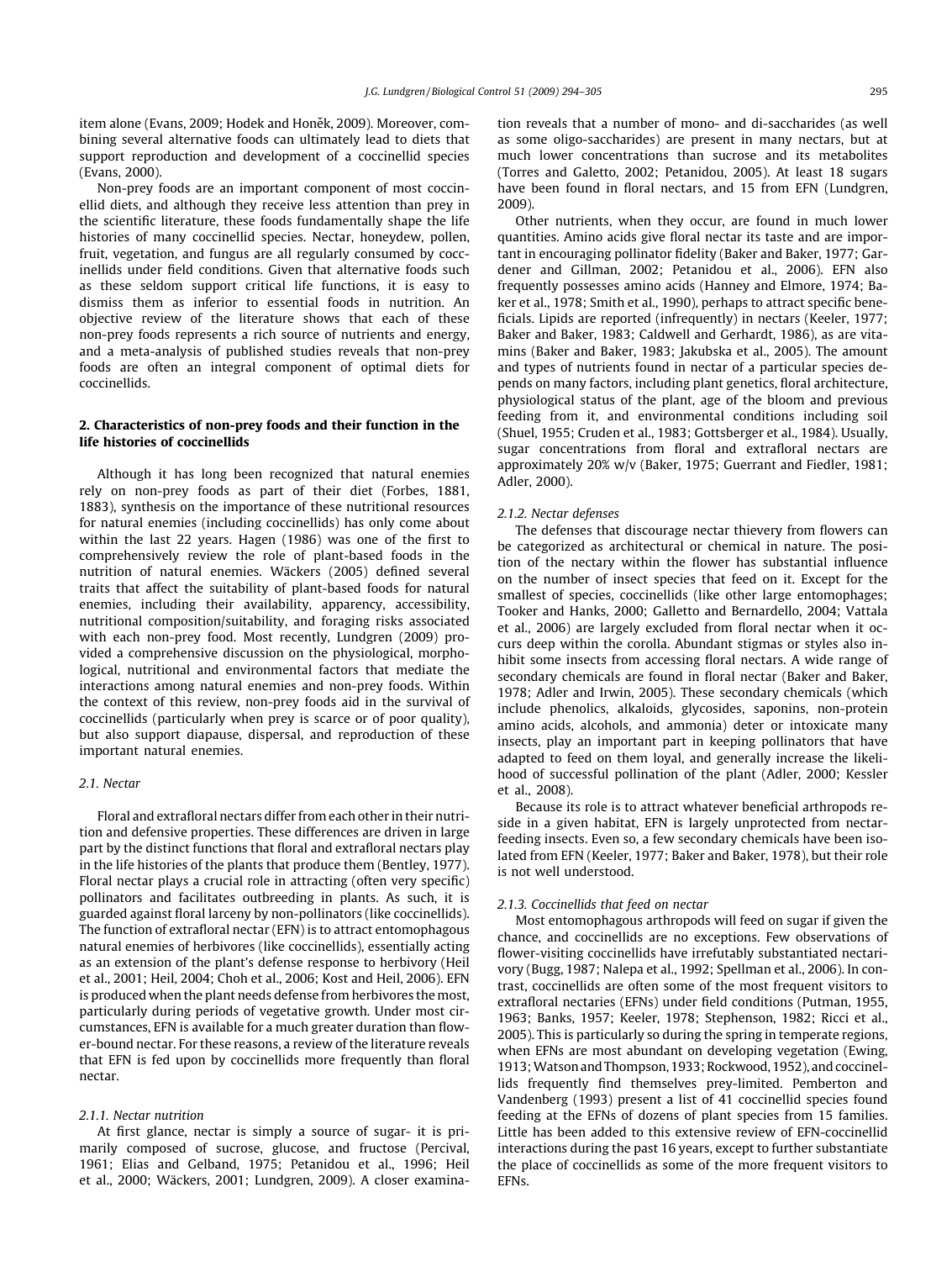item alone (Evans, 2009; Hodek and Honěk, 2009). Moreover, combining several alternative foods can ultimately lead to diets that support reproduction and development of a coccinellid species (Evans, 2000).

Non-prey foods are an important component of most coccinellid diets, and although they receive less attention than prey in the scientific literature, these foods fundamentally shape the life histories of many coccinellid species. Nectar, honeydew, pollen, fruit, vegetation, and fungus are all regularly consumed by coccinellids under field conditions. Given that alternative foods such as these seldom support critical life functions, it is easy to dismiss them as inferior to essential foods in nutrition. An objective review of the literature shows that each of these non-prey foods represents a rich source of nutrients and energy, and a meta-analysis of published studies reveals that non-prey foods are often an integral component of optimal diets for coccinellids.

## 2. Characteristics of non-prey foods and their function in the life histories of coccinellids

Although it has long been recognized that natural enemies rely on non-prey foods as part of their diet (Forbes, 1881, 1883), synthesis on the importance of these nutritional resources for natural enemies (including coccinellids) has only come about within the last 22 years. Hagen (1986) was one of the first to comprehensively review the role of plant-based foods in the nutrition of natural enemies. Wäckers (2005) defined several traits that affect the suitability of plant-based foods for natural enemies, including their availability, apparency, accessibility, nutritional composition/suitability, and foraging risks associated with each non-prey food. Most recently, Lundgren (2009) provided a comprehensive discussion on the physiological, morphological, nutritional and environmental factors that mediate the interactions among natural enemies and non-prey foods. Within the context of this review, non-prey foods aid in the survival of coccinellids (particularly when prey is scarce or of poor quality), but also support diapause, dispersal, and reproduction of these important natural enemies.

### 2.1. Nectar

Floral and extrafloral nectars differ from each other in their nutrition and defensive properties. These differences are driven in large part by the distinct functions that floral and extrafloral nectars play in the life histories of the plants that produce them (Bentley, 1977). Floral nectar plays a crucial role in attracting (often very specific) pollinators and facilitates outbreeding in plants. As such, it is guarded against floral larceny by non-pollinators (like coccinellids). The function of extrafloral nectar (EFN) is to attract entomophagous natural enemies of herbivores (like coccinellids), essentially acting as an extension of the plant's defense response to herbivory (Heil et al., 2001; Heil, 2004; Choh et al., 2006; Kost and Heil, 2006). EFN is produced when the plant needs defense from herbivores the most, particularly during periods of vegetative growth. Under most circumstances, EFN is available for a much greater duration than flower-bound nectar. For these reasons, a review of the literature reveals that EFN is fed upon by coccinellids more frequently than floral nectar.

#### 2.1.1. Nectar nutrition

At first glance, nectar is simply a source of sugar- it is primarily composed of sucrose, glucose, and fructose (Percival, 1961; Elias and Gelband, 1975; Petanidou et al., 1996; Heil et al., 2000; Wäckers, 2001; Lundgren, 2009). A closer examination reveals that a number of mono- and di-saccharides (as well as some oligo-saccharides) are present in many nectars, but at much lower concentrations than sucrose and its metabolites (Torres and Galetto, 2002; Petanidou, 2005). At least 18 sugars have been found in floral nectars, and 15 from EFN (Lundgren, 2009).

Other nutrients, when they occur, are found in much lower quantities. Amino acids give floral nectar its taste and are important in encouraging pollinator fidelity (Baker and Baker, 1977; Gardener and Gillman, 2002; Petanidou et al., 2006). EFN also frequently possesses amino acids (Hanney and Elmore, 1974; Baker et al., 1978; Smith et al., 1990), perhaps to attract specific beneficials. Lipids are reported (infrequently) in nectars (Keeler, 1977; Baker and Baker, 1983; Caldwell and Gerhardt, 1986), as are vitamins (Baker and Baker, 1983; Jakubska et al., 2005). The amount and types of nutrients found in nectar of a particular species depends on many factors, including plant genetics, floral architecture, physiological status of the plant, age of the bloom and previous feeding from it, and environmental conditions including soil (Shuel, 1955; Cruden et al., 1983; Gottsberger et al., 1984). Usually, sugar concentrations from floral and extrafloral nectars are approximately 20% w/v (Baker, 1975; Guerrant and Fiedler, 1981; Adler, 2000).

#### 2.1.2. Nectar defenses

The defenses that discourage nectar thievery from flowers can be categorized as architectural or chemical in nature. The position of the nectary within the flower has substantial influence on the number of insect species that feed on it. Except for the smallest of species, coccinellids (like other large entomophages; Tooker and Hanks, 2000; Galletto and Bernardello, 2004; Vattala et al., 2006) are largely excluded from floral nectar when it occurs deep within the corolla. Abundant stigmas or styles also inhibit some insects from accessing floral nectars. A wide range of secondary chemicals are found in floral nectar (Baker and Baker, 1978; Adler and Irwin, 2005). These secondary chemicals (which include phenolics, alkaloids, glycosides, saponins, non-protein amino acids, alcohols, and ammonia) deter or intoxicate many insects, play an important part in keeping pollinators that have adapted to feed on them loyal, and generally increase the likelihood of successful pollination of the plant (Adler, 2000; Kessler et al., 2008).

Because its role is to attract whatever beneficial arthropods reside in a given habitat, EFN is largely unprotected from nectar-feeding insects. Even so, a few secondary chemicals have been isolated from EFN (Keeler, 1977; Baker and Baker, 1978), but their role is not well understood.

#### 2.1.3. Coccinellids that feed on nectar

Most entomophagous arthropods will feed on sugar if given the chance, and coccinellids are no exceptions. Few observations of flower-visiting coccinellids have irrefutably substantiated nectarivory (Bugg, 1987; Nalepa et al., 1992; Spellman et al., 2006). In contrast, coccinellids are often some of the most frequent visitors to extrafloral nectaries (EFNs) under field conditions (Putman, 1955, 1963; Banks, 1957; Keeler, 1978; Stephenson, 1982; Ricci et al., 2005). This is particularly so during the spring in temperate regions, when EFNs are most abundant on developing vegetation (Ewing, 1913; Watson and Thompson, 1933; Rockwood, 1952), and coccinellids frequently find themselves prey-limited. Pemberton and Vandenberg (1993) present a list of 41 coccinellid species found feeding at the EFNs of dozens of plant species from 15 families. Little has been added to this extensive review of EFN-coccinellid interactions during the past 16 years, except to further substantiate the place of coccinellids as some of the more frequent visitors to EFNs.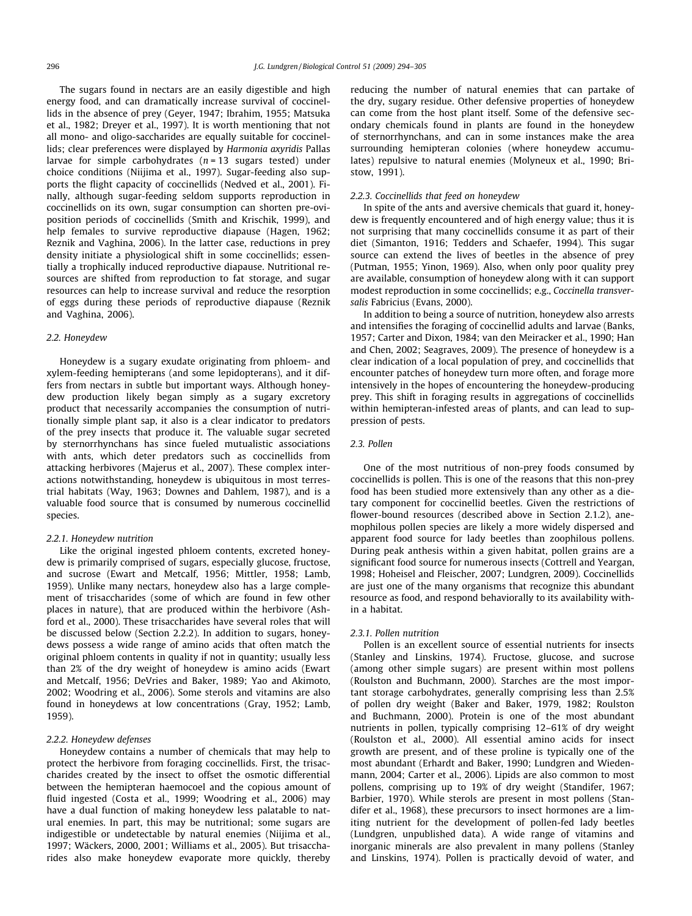The sugars found in nectars are an easily digestible and high energy food, and can dramatically increase survival of coccinellids in the absence of prey (Geyer, 1947; Ibrahim, 1955; Matsuka et al., 1982; Dreyer et al., 1997). It is worth mentioning that not all mono- and oligo-saccharides are equally suitable for coccinellids; clear preferences were displayed by *Harmonia axyridis* Pallas larvae for simple carbohydrates ($n = 13$ sugars tested) under choice conditions (Niijima et al., 1997). Sugar-feeding also supports the flight capacity of coccinellids (Nedved et al., 2001). Finally, although sugar-feeding seldom supports reproduction in coccinellids on its own, sugar consumption can shorten pre-oviposition periods of coccinellids (Smith and Krischik, 1999), and help females to survive reproductive diapause (Hagen, 1962; Reznik and Vaghina, 2006). In the latter case, reductions in prey density initiate a physiological shift in some coccinellids; essentially a trophically induced reproductive diapause. Nutritional resources are shifted from reproduction to fat storage, and sugar resources can help to increase survival and reduce the resorption of eggs during these periods of reproductive diapause (Reznik and Vaghina, 2006).

### 2.2. Honeydew

Honeydew is a sugary exudate originating from phloem- and xylem-feeding hemipterans (and some lepidopterans), and it differs from nectars in subtle but important ways. Although honeydew production likely began simply as a sugary excretory product that necessarily accompanies the consumption of nutritionally simple plant sap, it also is a clear indicator to predators of the prey insects that produce it. The valuable sugar secreted by sternorrhynchans has since fueled mutualistic associations with ants, which deter predators such as coccinellids from attacking herbivores (Majerus et al., 2007). These complex interactions notwithstanding, honeydew is ubiquitous in most terrestrial habitats (Way, 1963; Downes and Dahlem, 1987), and is a valuable food source that is consumed by numerous coccinellid species.

#### 2.2.1. Honeydew nutrition

Like the original ingested phloem contents, excreted honeydew is primarily comprised of sugars, especially glucose, fructose, and sucrose (Ewart and Metcalf, 1956; Mittler, 1958; Lamb, 1959). Unlike many nectars, honeydew also has a large complement of trisaccharides (some of which are found in few other places in nature), that are produced within the herbivore (Ashford et al., 2000). These trisaccharides have several roles that will be discussed below (Section 2.2.2). In addition to sugars, honeydews possess a wide range of amino acids that often match the original phloem contents in quality if not in quantity; usually less than 2% of the dry weight of honeydew is amino acids (Ewart and Metcalf, 1956; DeVries and Baker, 1989; Yao and Akimoto, 2002; Woodring et al., 2006). Some sterols and vitamins are also found in honeydews at low concentrations (Gray, 1952; Lamb, 1959).

#### 2.2.2. Honeydew defenses

Honeydew contains a number of chemicals that may help to protect the herbivore from foraging coccinellids. First, the trisaccharides created by the insect to offset the osmotic differential between the hemipteran haemocoel and the copious amount of fluid ingested (Costa et al., 1999; Woodring et al., 2006) may have a dual function of making honeydew less palatable to natural enemies. In part, this may be nutritional; some sugars are indigestible or undetectable by natural enemies (Niijima et al., 1997; Wäckers, 2000, 2001; Williams et al., 2005). But trisaccharides also make honeydew evaporate more quickly, thereby reducing the number of natural enemies that can partake of the dry, sugary residue. Other defensive properties of honeydew can come from the host plant itself. Some of the defensive secondary chemicals found in plants are found in the honeydew of sternorrhynchans, and can in some instances make the area surrounding hemipteran colonies (where honeydew accumulates) repulsive to natural enemies (Molyneux et al., 1990; Bristow, 1991).

#### 2.2.3. Coccinellids that feed on honeydew

In spite of the ants and aversive chemicals that guard it, honeydew is frequently encountered and of high energy value; thus it is not surprising that many coccinellids consume it as part of their diet (Simanton, 1916; Tedders and Schaefer, 1994). This sugar source can extend the lives of beetles in the absence of prey (Putman, 1955; Yinon, 1969). Also, when only poor quality prey are available, consumption of honeydew along with it can support modest reproduction in some coccinellids; e.g., *Coccinella transversalis* Fabricius (Evans, 2000).

In addition to being a source of nutrition, honeydew also arrests and intensifies the foraging of coccinellid adults and larvae (Banks, 1957; Carter and Dixon, 1984; van den Meiracker et al., 1990; Han and Chen, 2002; Seagraves, 2009). The presence of honeydew is a clear indication of a local population of prey, and coccinellids that encounter patches of honeydew turn more often, and forage more intensively in the hopes of encountering the honeydew-producing prey. This shift in foraging results in aggregations of coccinellids within hemipteran-infested areas of plants, and can lead to suppression of pests.

### 2.3. Pollen

One of the most nutritious of non-prey foods consumed by coccinellids is pollen. This is one of the reasons that this non-prey food has been studied more extensively than any other as a dietary component for coccinellid beetles. Given the restrictions of flower-bound resources (described above in Section 2.1.2), anemophilous pollen species are likely a more widely dispersed and apparent food source for lady beetles than zoophilous pollens. During peak anthesis within a given habitat, pollen grains are a significant food source for numerous insects (Cottrell and Yeargan, 1998; Hoheisel and Fleischer, 2007; Lundgren, 2009). Coccinellids are just one of the many organisms that recognize this abundant resource as food, and respond behaviorally to its availability within a habitat.

#### 2.3.1. Pollen nutrition

Pollen is an excellent source of essential nutrients for insects (Stanley and Linskins, 1974). Fructose, glucose, and sucrose (among other simple sugars) are present within most pollens (Roulston and Buchmann, 2000). Starches are the most important storage carbohydrates, generally comprising less than 2.5% of pollen dry weight (Baker and Baker, 1979, 1982; Roulston and Buchmann, 2000). Protein is one of the most abundant nutrients in pollen, typically comprising 12–61% of dry weight (Roulston et al., 2000). All essential amino acids for insect growth are present, and of these proline is typically one of the most abundant (Erhardt and Baker, 1990; Lundgren and Wiedenmann, 2004; Carter et al., 2006). Lipids are also common to most pollens, comprising up to 19% of dry weight (Standifer, 1967; Barbier, 1970). While sterols are present in most pollens (Standifer et al., 1968), these precursors to insect hormones are a limiting nutrient for the development of pollen-fed lady beetles (Lundgren, unpublished data). A wide range of vitamins and inorganic minerals are also prevalent in many pollens (Stanley and Linskins, 1974). Pollen is practically devoid of water, and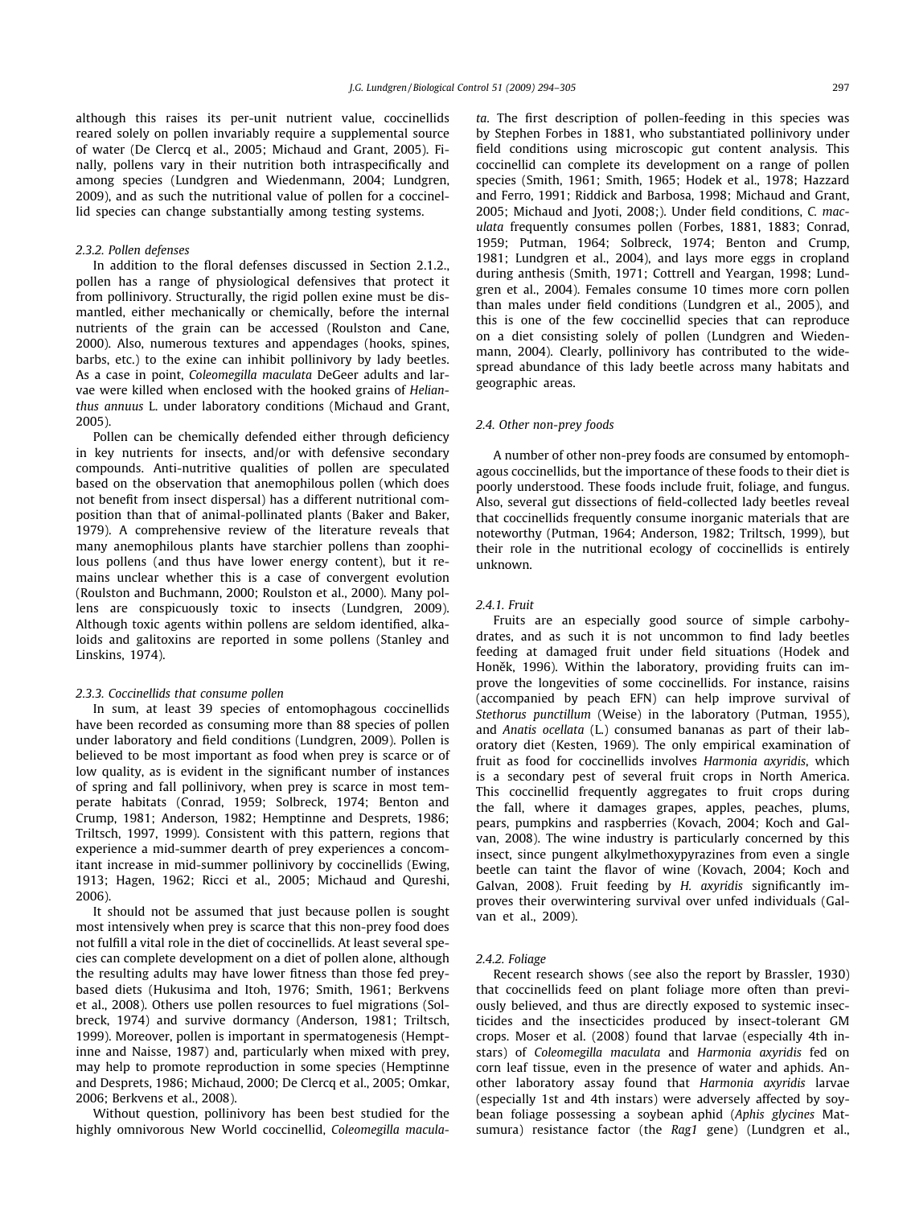although this raises its per-unit nutrient value, coccinellids reared solely on pollen invariably require a supplemental source of water (De Clercq et al., 2005; Michaud and Grant, 2005). Finally, pollens vary in their nutrition both intraspecifically and among species (Lundgren and Wiedenmann, 2004; Lundgren, 2009), and as such the nutritional value of pollen for a coccinellid species can change substantially among testing systems.

#### 2.3.2. Pollen defenses

In addition to the floral defenses discussed in Section 2.1.2., pollen has a range of physiological defensives that protect it from pollinivory. Structurally, the rigid pollen exine must be dismantled, either mechanically or chemically, before the internal nutrients of the grain can be accessed (Roulston and Cane, 2000). Also, numerous textures and appendages (hooks, spines, barbs, etc.) to the exine can inhibit pollinivory by lady beetles. As a case in point, *Coleomegilla maculata* DeGeer adults and larvae were killed when enclosed with the hooked grains of *Helianthus annuus* L. under laboratory conditions (Michaud and Grant, 2005).

Pollen can be chemically defended either through deficiency in key nutrients for insects, and/or with defensive secondary compounds. Anti-nutritive qualities of pollen are speculated based on the observation that anemophilous pollen (which does not benefit from insect dispersal) has a different nutritional composition than that of animal-pollinated plants (Baker and Baker, 1979). A comprehensive review of the literature reveals that many anemophilous plants have starchier pollens than zoophilous pollens (and thus have lower energy content), but it remains unclear whether this is a case of convergent evolution (Roulston and Buchmann, 2000; Roulston et al., 2000). Many pollens are conspicuously toxic to insects (Lundgren, 2009). Although toxic agents within pollens are seldom identified, alkaloids and galitoxins are reported in some pollens (Stanley and Linskins, 1974).

#### 2.3.3. Coccinellids that consume pollen

In sum, at least 39 species of entomophagous coccinellids have been recorded as consuming more than 88 species of pollen under laboratory and field conditions (Lundgren, 2009). Pollen is believed to be most important as food when prey is scarce or of low quality, as is evident in the significant number of instances of spring and fall pollinivory, when prey is scarce in most temperate habitats (Conrad, 1959; Solbreck, 1974; Benton and Crump, 1981; Anderson, 1982; Hemptinne and Desprets, 1986; Triltsch, 1997, 1999). Consistent with this pattern, regions that experience a mid-summer dearth of prey experiences a concomitant increase in mid-summer pollinivory by coccinellids (Ewing, 1913; Hagen, 1962; Ricci et al., 2005; Michaud and Qureshi, 2006).

It should not be assumed that just because pollen is sought most intensively when prey is scarce that this non-prey food does not fulfill a vital role in the diet of coccinellids. At least several species can complete development on a diet of pollen alone, although the resulting adults may have lower fitness than those fed prey-based diets (Hukusima and Itoh, 1976; Smith, 1961; Berkvens et al., 2008). Others use pollen resources to fuel migrations (Solbreck, 1974) and survive dormancy (Anderson, 1981; Triltsch, 1999). Moreover, pollen is important in spermatogenesis (Hemptinne and Naisse, 1987) and, particularly when mixed with prey, may help to promote reproduction in some species (Hemptinne and Desprets, 1986; Michaud, 2000; De Clercq et al., 2005; Omkar, 2006; Berkvens et al., 2008).

Without question, pollinivory has been best studied for the highly omnivorous New World coccinellid, *Coleomegilla maculata*. The first description of pollen-feeding in this species was by Stephen Forbes in 1881, who substantiated pollinivory under field conditions using microscopic gut content analysis. This coccinellid can complete its development on a range of pollen species (Smith, 1961; Smith, 1965; Hodek et al., 1978; Hazzard and Ferro, 1991; Riddick and Barbosa, 1998; Michaud and Grant, 2005; Michaud and Jyoti, 2008;). Under field conditions, *C. maculata* frequently consumes pollen (Forbes, 1881, 1883; Conrad, 1959; Putman, 1964; Solbreck, 1974; Benton and Crump, 1981; Lundgren et al., 2004), and lays more eggs in cropland during anthesis (Smith, 1971; Cottrell and Yeargan, 1998; Lundgren et al., 2004). Females consume 10 times more corn pollen than males under field conditions (Lundgren et al., 2005), and this is one of the few coccinellid species that can reproduce on a diet consisting solely of pollen (Lundgren and Wiedenmann, 2004). Clearly, pollinivory has contributed to the widespread abundance of this lady beetle across many habitats and geographic areas.

### 2.4. Other non-prey foods

A number of other non-prey foods are consumed by entomophagous coccinellids, but the importance of these foods to their diet is poorly understood. These foods include fruit, foliage, and fungus. Also, several gut dissections of field-collected lady beetles reveal that coccinellids frequently consume inorganic materials that are noteworthy (Putman, 1964; Anderson, 1982; Triltsch, 1999), but their role in the nutritional ecology of coccinellids is entirely unknown.

#### 2.4.1. Fruit

Fruits are an especially good source of simple carbohydrates, and as such it is not uncommon to find lady beetles feeding at damaged fruit under field situations (Hodek and Honěk, 1996). Within the laboratory, providing fruits can improve the longevities of some coccinellids. For instance, raisins (accompanied by peach EFN) can help improve survival of *Stethorus punctillum* (Weise) in the laboratory (Putman, 1955), and *Anatis ocellata* (L.) consumed bananas as part of their laboratory diet (Kesten, 1969). The only empirical examination of fruit as food for coccinellids involves *Harmonia axyridis*, which is a secondary pest of several fruit crops in North America. This coccinellid frequently aggregates to fruit crops during the fall, where it damages grapes, apples, peaches, plums, pears, pumpkins and raspberries (Kovach, 2004; Koch and Galvan, 2008). The wine industry is particularly concerned by this insect, since pungent alkylmethoxypyrazines from even a single beetle can taint the flavor of wine (Kovach, 2004; Koch and Galvan, 2008). Fruit feeding by *H. axyridis* significantly improves their overwintering survival over unfed individuals (Galvan et al., 2009).

#### 2.4.2. Foliage

Recent research shows (see also the report by Brassler, 1930) that coccinellids feed on plant foliage more often than previously believed, and thus are directly exposed to systemic insecticides and the insecticides produced by insect-tolerant GM crops. Moser et al. (2008) found that larvae (especially 4th instars) of *Coleomegilla maculata* and *Harmonia axyridis* fed on corn leaf tissue, even in the presence of water and aphids. Another laboratory assay found that *Harmonia axyridis* larvae (especially 1st and 4th instars) were adversely affected by soybean foliage possessing a soybean aphid (*Aphis glycines* Matsumura) resistance factor (the *Rag1* gene) (Lundgren et al.,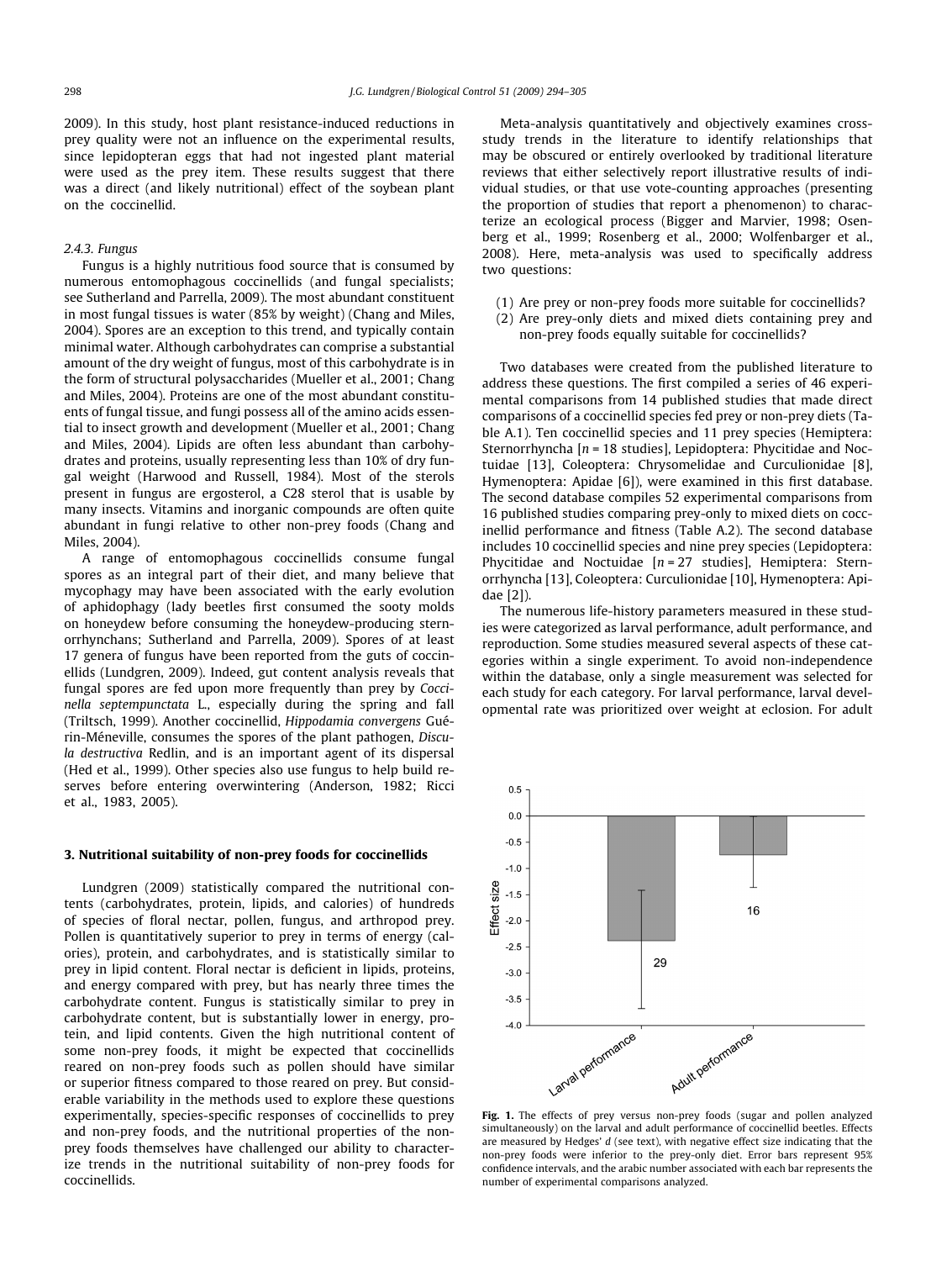2009). In this study, host plant resistance-induced reductions in prey quality were not an influence on the experimental results, since lepidopteran eggs that had not ingested plant material were used as the prey item. These results suggest that there was a direct (and likely nutritional) effect of the soybean plant on the coccinellid.

#### 2.4.3. Fungus

Fungus is a highly nutritious food source that is consumed by numerous entomophagous coccinellids (and fungal specialists; see Sutherland and Parrella, 2009). The most abundant constituent in most fungal tissues is water (85% by weight) (Chang and Miles, 2004). Spores are an exception to this trend, and typically contain minimal water. Although carbohydrates can comprise a substantial amount of the dry weight of fungus, most of this carbohydrate is in the form of structural polysaccharides (Mueller et al., 2001; Chang and Miles, 2004). Proteins are one of the most abundant constituents of fungal tissue, and fungi possess all of the amino acids essential to insect growth and development (Mueller et al., 2001; Chang and Miles, 2004). Lipids are often less abundant than carbohydrates and proteins, usually representing less than 10% of dry fungal weight (Harwood and Russell, 1984). Most of the sterols present in fungus are ergosterol, a C28 sterol that is usable by many insects. Vitamins and inorganic compounds are often quite abundant in fungi relative to other non-prey foods (Chang and Miles, 2004).

A range of entomophagous coccinellids consume fungal spores as an integral part of their diet, and many believe that mycophagy may have been associated with the early evolution of aphidophagy (lady beetles first consumed the sooty molds on honeydew before consuming the honeydew-producing sternorrhynchans; Sutherland and Parrella, 2009). Spores of at least 17 genera of fungus have been reported from the guts of coccinellids (Lundgren, 2009). Indeed, gut content analysis reveals that fungal spores are fed upon more frequently than prey by *Coccinella septempunctata* L., especially during the spring and fall (Triltsch, 1999). Another coccinellid, *Hippodamia convergens* Guérin-Méneville, consumes the spores of the plant pathogen, *Discula destructiva* Redlin, and is an important agent of its dispersal (Hed et al., 1999). Other species also use fungus to help build reserves before entering overwintering (Anderson, 1982; Ricci et al., 1983, 2005).

## 3. Nutritional suitability of non-prey foods for coccinellids

Lundgren (2009) statistically compared the nutritional contents (carbohydrates, protein, lipids, and calories) of hundreds of species of floral nectar, pollen, fungus, and arthropod prey. Pollen is quantitatively superior to prey in terms of energy (calories), protein, and carbohydrates, and is statistically similar to prey in lipid content. Floral nectar is deficient in lipids, proteins, and energy compared with prey, but has nearly three times the carbohydrate content. Fungus is statistically similar to prey in carbohydrate content, but is substantially lower in energy, protein, and lipid contents. Given the high nutritional content of some non-prey foods, it might be expected that coccinellids reared on non-prey foods such as pollen should have similar or superior fitness compared to those reared on prey. But considerable variability in the methods used to explore these questions experimentally, species-specific responses of coccinellids to prey and non-prey foods, and the nutritional properties of the non-prey foods themselves have challenged our ability to characterize trends in the nutritional suitability of non-prey foods for coccinellids.

Meta-analysis quantitatively and objectively examines cross-study trends in the literature to identify relationships that may be obscured or entirely overlooked by traditional literature reviews that either selectively report illustrative results of individual studies, or that use vote-counting approaches (presenting the proportion of studies that report a phenomenon) to characterize an ecological process (Bigger and Marvier, 1998; Osenberg et al., 1999; Rosenberg et al., 2000; Wolfenbarger et al., 2008). Here, meta-analysis was used to specifically address two questions:

(1) Are prey or non-prey foods more suitable for coccinellids?
(2) Are prey-only diets and mixed diets containing prey and non-prey foods equally suitable for coccinellids?

Two databases were created from the published literature to address these questions. The first compiled a series of 46 experimental comparisons from 14 published studies that made direct comparisons of a coccinellid species fed prey or non-prey diets (Table A.1). Ten coccinellid species and 11 prey species (Hemiptera: Sternorrhyncha [$n = 18$ studies], Lepidoptera: Phycitidae and Noctuidae [13], Coleoptera: Chrysomelidae and Curculionidae [8], Hymenoptera: Apidae [6]), were examined in this first database. The second database compiles 52 experimental comparisons from 16 published studies comparing prey-only to mixed diets on coccinellid performance and fitness (Table A.2). The second database includes 10 coccinellid species and nine prey species (Lepidoptera: Phycitidae and Noctuidae [$n = 27$ studies], Hemiptera: Sternorrhyncha [13], Coleoptera: Curculionidae [10], Hymenoptera: Apidae [2]).

The numerous life-history parameters measured in these studies were categorized as larval performance, adult performance, and reproduction. Some studies measured several aspects of these categories within a single experiment. To avoid non-independence within the database, only a single measurement was selected for each study for each category. For larval performance, larval developmental rate was prioritized over weight at eclosion. For adult

**Fig. 1.** The effects of prey versus non-prey foods (sugar and pollen analyzed simultaneously) on the larval and adult performance of coccinellid beetles. Effects are measured by Hedges' *d* (see text), with negative effect size indicating that the non-prey foods were inferior to the prey-only diet. Error bars represent 95% confidence intervals, and the arabic number associated with each bar represents the number of experimental comparisons analyzed.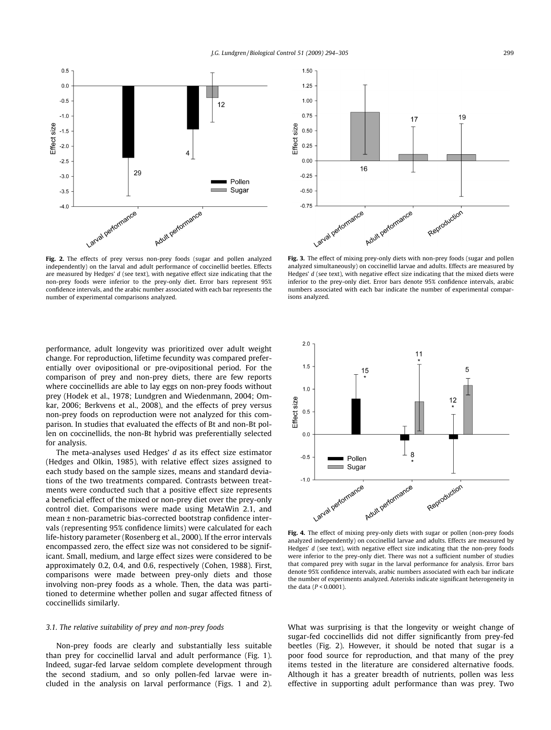Fig. 2. The effects of prey versus non-prey foods (sugar and pollen analyzed independently) on the larval and adult performance of coccinellid beetles. Effects are measured by Hedges' *d* (see text), with negative effect size indicating that the non-prey foods were inferior to the prey-only diet. Error bars represent 95% confidence intervals, and the arabic number associated with each bar represents the number of experimental comparisons analyzed.

Fig. 3. The effect of mixing prey-only diets with non-prey foods (sugar and pollen analyzed simultaneously) on coccinellid larvae and adults. Effects are measured by Hedges' *d* (see text), with negative effect size indicating that the mixed diets were inferior to the prey-only diet. Error bars denote 95% confidence intervals, arabic numbers associated with each bar indicate the number of experimental comparisons analyzed.

performance, adult longevity was prioritized over adult weight change. For reproduction, lifetime fecundity was compared preferentially over ovipositional or pre-ovipositional period. For the comparison of prey and non-prey diets, there are few reports where coccinellids are able to lay eggs on non-prey foods without prey (Hodek et al., 1978; Lundgren and Wiedenmann, 2004; Omkar, 2006; Berkvens et al., 2008), and the effects of prey versus non-prey foods on reproduction were not analyzed for this comparison. In studies that evaluated the effects of Bt and non-Bt pollen on coccinellids, the non-Bt hybrid was preferentially selected for analysis.

The meta-analyses used Hedges' *d* as its effect size estimator (Hedges and Olkin, 1985), with relative effect sizes assigned to each study based on the sample sizes, means and standard deviations of the two treatments compared. Contrasts between treatments were conducted such that a positive effect size represents a beneficial effect of the mixed or non-prey diet over the prey-only control diet. Comparisons were made using MetaWin 2.1, and mean ± non-parametric bias-corrected bootstrap confidence intervals (representing 95% confidence limits) were calculated for each life-history parameter (Rosenberg et al., 2000). If the error intervals encompassed zero, the effect size was not considered to be significant. Small, medium, and large effect sizes were considered to be approximately 0.2, 0.4, and 0.6, respectively (Cohen, 1988). First, comparisons were made between prey-only diets and those involving non-prey foods as a whole. Then, the data was partitioned to determine whether pollen and sugar affected fitness of coccinellids similarly.

Fig. 4. The effect of mixing prey-only diets with sugar or pollen (non-prey foods analyzed independently) on coccinellid larvae and adults. Effects are measured by Hedges' *d* (see text), with negative effect size indicating that the non-prey foods were inferior to the prey-only diet. There was not a sufficient number of studies that compared prey with sugar in the larval performance for analysis. Error bars denote 95% confidence intervals, arabic numbers associated with each bar indicate the number of experiments analyzed. Asterisks indicate significant heterogeneity in the data ($P < 0.0001$).

### 3.1. The relative suitability of prey and non-prey foods

Non-prey foods are clearly and substantially less suitable than prey for coccinellid larval and adult performance (Fig. 1). Indeed, sugar-fed larvae seldom complete development through the second stadium, and so only pollen-fed larvae were included in the analysis on larval performance (Figs. 1 and 2). What was surprising is that the longevity or weight change of sugar-fed coccinellids did not differ significantly from prey-fed beetles (Fig. 2). However, it should be noted that sugar is a poor food source for reproduction, and that many of the prey items tested in the literature are considered alternative foods. Although it has a greater breadth of nutrients, pollen was less effective in supporting adult performance than was prey. Two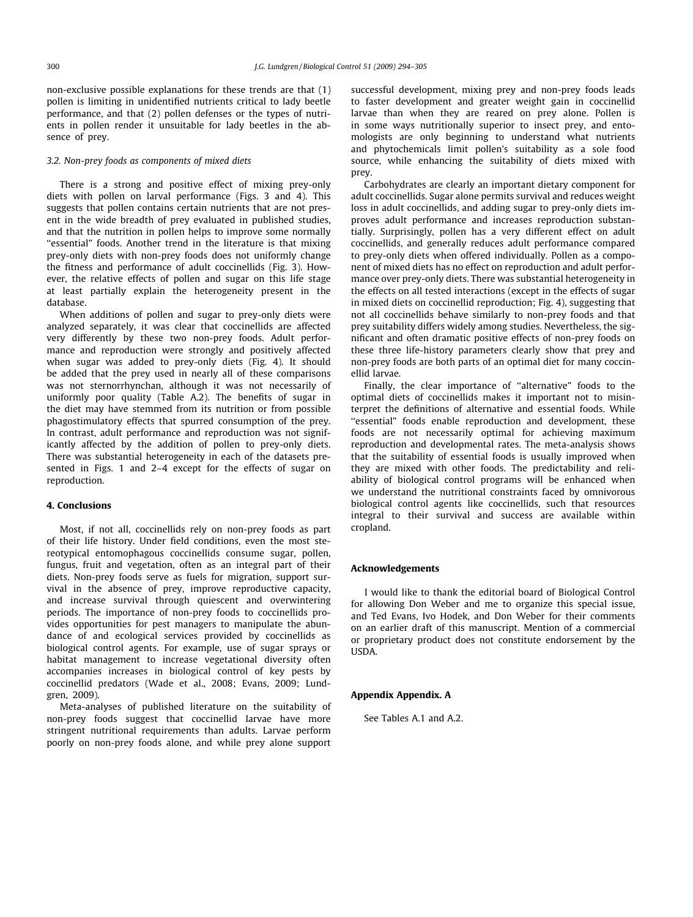non-exclusive possible explanations for these trends are that (1) pollen is limiting in unidentified nutrients critical to lady beetle performance, and that (2) pollen defenses or the types of nutrients in pollen render it unsuitable for lady beetles in the absence of prey.

### 3.2. Non-prey foods as components of mixed diets

There is a strong and positive effect of mixing prey-only diets with pollen on larval performance (Figs. 3 and 4). This suggests that pollen contains certain nutrients that are not present in the wide breadth of prey evaluated in published studies, and that the nutrition in pollen helps to improve some normally "essential" foods. Another trend in the literature is that mixing prey-only diets with non-prey foods does not uniformly change the fitness and performance of adult coccinellids (Fig. 3). However, the relative effects of pollen and sugar on this life stage at least partially explain the heterogeneity present in the database.

When additions of pollen and sugar to prey-only diets were analyzed separately, it was clear that coccinellids are affected very differently by these two non-prey foods. Adult performance and reproduction were strongly and positively affected when sugar was added to prey-only diets (Fig. 4). It should be added that the prey used in nearly all of these comparisons was not sternorrhynchan, although it was not necessarily of uniformly poor quality (Table A.2). The benefits of sugar in the diet may have stemmed from its nutrition or from possible phagostimulatory effects that spurred consumption of the prey. In contrast, adult performance and reproduction was not significantly affected by the addition of pollen to prey-only diets. There was substantial heterogeneity in each of the datasets presented in Figs. 1 and 2–4 except for the effects of sugar on reproduction.

## 4. Conclusions

Most, if not all, coccinellids rely on non-prey foods as part of their life history. Under field conditions, even the most stereotypical entomophagous coccinellids consume sugar, pollen, fungus, fruit and vegetation, often as an integral part of their diets. Non-prey foods serve as fuels for migration, support survival in the absence of prey, improve reproductive capacity, and increase survival through quiescent and overwintering periods. The importance of non-prey foods to coccinellids provides opportunities for pest managers to manipulate the abundance of and ecological services provided by coccinellids as biological control agents. For example, use of sugar sprays or habitat management to increase vegetational diversity often accompanies increases in biological control of key pests by coccinellid predators (Wade et al., 2008; Evans, 2009; Lundgren, 2009).

Meta-analyses of published literature on the suitability of non-prey foods suggest that coccinellid larvae have more stringent nutritional requirements than adults. Larvae perform poorly on non-prey foods alone, and while prey alone support successful development, mixing prey and non-prey foods leads to faster development and greater weight gain in coccinellid larvae than when they are reared on prey alone. Pollen is in some ways nutritionally superior to insect prey, and entomologists are only beginning to understand what nutrients and phytochemicals limit pollen's suitability as a sole food source, while enhancing the suitability of diets mixed with prey.

Carbohydrates are clearly an important dietary component for adult coccinellids. Sugar alone permits survival and reduces weight loss in adult coccinellids, and adding sugar to prey-only diets improves adult performance and increases reproduction substantially. Surprisingly, pollen has a very different effect on adult coccinellids, and generally reduces adult performance compared to prey-only diets when offered individually. Pollen as a component of mixed diets has no effect on reproduction and adult performance over prey-only diets. There was substantial heterogeneity in the effects on all tested interactions (except in the effects of sugar in mixed diets on coccinellid reproduction; Fig. 4), suggesting that not all coccinellids behave similarly to non-prey foods and that prey suitability differs widely among studies. Nevertheless, the significant and often dramatic positive effects of non-prey foods on these three life-history parameters clearly show that prey and non-prey foods are both parts of an optimal diet for many coccinellid larvae.

Finally, the clear importance of "alternative" foods to the optimal diets of coccinellids makes it important not to misinterpret the definitions of alternative and essential foods. While "essential" foods enable reproduction and development, these foods are not necessarily optimal for achieving maximum reproduction and developmental rates. The meta-analysis shows that the suitability of essential foods is usually improved when they are mixed with other foods. The predictability and reliability of biological control programs will be enhanced when we understand the nutritional constraints faced by omnivorous biological control agents like coccinellids, such that resources integral to their survival and success are available within cropland.

## Acknowledgements

I would like to thank the editorial board of Biological Control for allowing Don Weber and me to organize this special issue, and Ted Evans, Ivo Hodek, and Don Weber for their comments on an earlier draft of this manuscript. Mention of a commercial or proprietary product does not constitute endorsement by the USDA.

## Appendix Appendix. A

See Tables A.1 and A.2.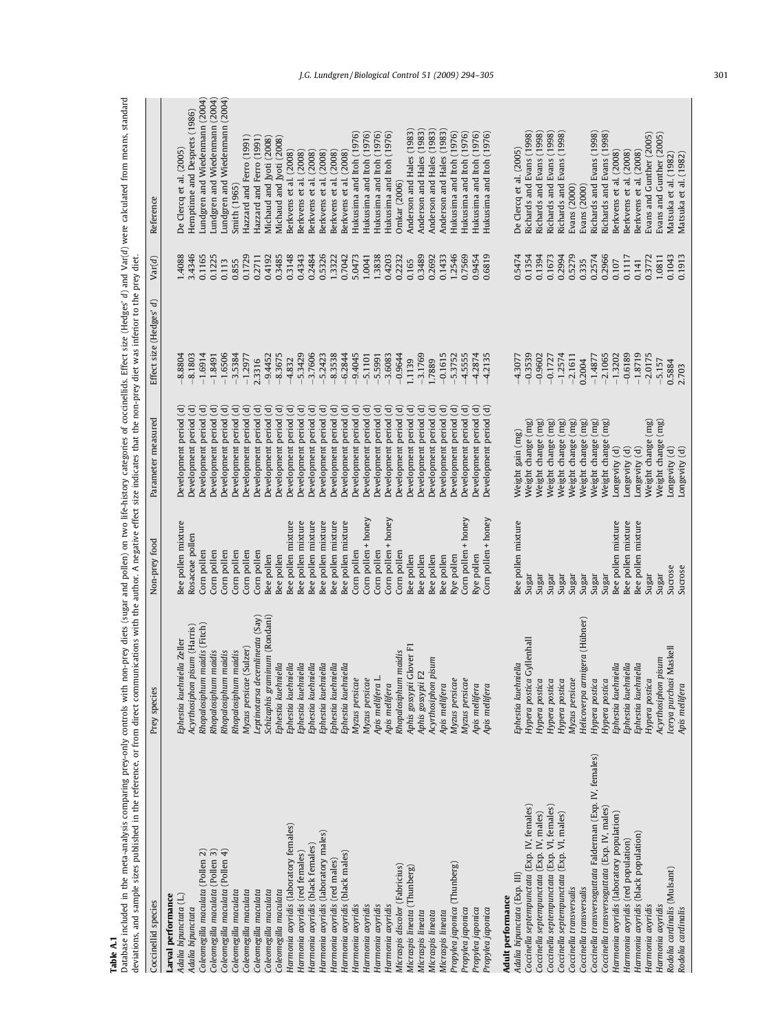**Table A.1**

Database included in the meta-analysis comparing prey-only controls with non-prey diets (sugar and pollen) on two life-history categories of coccinellids. Effect size (Hedges' *d*) and Var(*d*) were calculated from means, standard deviations, and sample sizes published in the reference, or from direct communications with the author. A negative effect size indicates that the non-prey diet was inferior to the prey diet.

| Coccinellid species | Prey species | Non-prey food | Parameter measured | Effect size (Hedges' *d*) | Var(*d*) | Reference |
|---|---|---|---|---|---|---|
| **Larval performance** | | | | | | |
| *Adalia bipunctata* (L.) | *Ephestia kuehniella* Zeller | Bee pollen mixture | Development period (d) | −8.8804 | 1.4088 | De Clercq et al. (2005) |
| *Adalia bipunctata* | *Acyrthosiphon pisum* (Harris) | Rosaceae pollen | Development period (d) | −8.1803 | 3.4346 | Hemptinne and Desprets (1986) |
| *Coleomegilla maculata* (Pollen 2) | *Rhopalosiphum maidis* (Fitch) | Corn pollen | Development period (d) | −1.6914 | 0.1165 | Lundgren and Wiedenmann (2004) |
| *Coleomegilla maculata* (Pollen 3) | *Rhopalosiphum maidis* | Corn pollen | Development period (d) | −1.8491 | 0.1225 | Lundgren and Wiedenmann (2004) |
| *Coleomegilla maculata* (Pollen 4) | *Rhopalosiphum maidis* | Corn pollen | Development period (d) | −1.6506 | 0.113 | Lundgren and Wiedenmann (2004) |
| *Coleomegilla maculata* | *Rhopalosiphum maidis* | Corn pollen | Development period (d) | −3.5384 | 0.855 | Smith (1965) |
| *Coleomegilla maculata* | *Myzus persicae* (Sulzer) | Corn pollen | Development period (d) | −1.2977 | 0.1729 | Hazzard and Ferro (1991) |
| *Coleomegilla maculata* | *Leptinotarsa decemlineata* (Say) | Corn pollen | Development period (d) | 2.3316 | 0.2711 | Hazzard and Ferro (1991) |
| *Coleomegilla maculata* | *Schizaphis graminum* (Rondani) | Bee pollen | Development period (d) | −9.4452 | 0.4192 | Michaud and Jyoti (2008) |
| *Coleomegilla maculata* | *Ephestia kuehniella* | Bee pollen | Development period (d) | −8.3675 | 0.3485 | Michaud and Jyoti (2008) |
| *Harmonia axyridis* (laboratory females) | *Ephestia kuehniella* | Bee pollen mixture | Development period (d) | −4.832 | 0.3148 | Berkvens et al. (2008) |
| *Harmonia axyridis* (red females) | *Ephestia kuehniella* | Bee pollen mixture | Development period (d) | −5.3429 | 0.4343 | Berkvens et al. (2008) |
| *Harmonia axyridis* (black females) | *Ephestia kuehniella* | Bee pollen mixture | Development period (d) | −3.7606 | 0.2484 | Berkvens et al. (2008) |
| *Harmonia axyridis* (laboratory males) | *Ephestia kuehniella* | Bee pollen mixture | Development period (d) | −5.2423 | 0.5326 | Berkvens et al. (2008) |
| *Harmonia axyridis* (red males) | *Ephestia kuehniella* | Bee pollen mixture | Development period (d) | −8.3538 | 1.3322 | Berkvens et al. (2008) |
| *Harmonia axyridis* (black males) | *Ephestia kuehniella* | Bee pollen mixture | Development period (d) | −6.2844 | 0.7042 | Berkvens et al. (2008) |
| *Harmonia axyridis* | *Myzus persicae* | Corn pollen | Development period (d) | −9.4045 | 5.0473 | Hukusima and Itoh (1976) |
| *Harmonia axyridis* | *Myzus persicae* | Corn pollen + honey | Development period (d) | −5.1101 | 1.0041 | Hukusima and Itoh (1976) |
| *Harmonia axyridis* | *Apis mellifera* L. | Corn pollen | Development period (d) | −5.5991 | 1.3838 | Hukusima and Itoh (1976) |
| *Harmonia axyridis* | *Apis mellifera* | Corn pollen + honey | Development period (d) | −3.6083 | 0.4203 | Hukusima and Itoh (1976) |
| *Micraspis discolor* (Fabricius) | *Rhopalosiphum maidis* | Corn pollen | Development period (d) | −0.9644 | 0.2232 | Omkar (2006) |
| *Micraspis lineata* (Thunberg) | *Aphis gossypii* Glover F1 | Bee pollen | Development period (d) | 1.1139 | 0.165 | Anderson and Hales (1983) |
| *Micraspis lineata* | *Aphis gossypii* F2 | Bee pollen | Development period (d) | −3.1769 | 0.3489 | Anderson and Hales (1983) |
| *Micraspis lineata* | *Acyrthosiphon pisum* | Bee pollen | Development period (d) | 1.7889 | 0.2692 | Anderson and Hales (1983) |
| *Micraspis lineata* | *Apis mellifera* | Bee pollen | Development period (d) | −0.1615 | 0.1433 | Anderson and Hales (1983) |
| *Propylea japonica* (Thunberg) | *Myzus persicae* | Rye pollen | Development period (d) | −5.3752 | 1.2546 | Hukusima and Itoh (1976) |
| *Propylea japonica* | *Myzus persicae* | Corn pollen + honey | Development period (d) | −4.5555 | 0.7569 | Hukusima and Itoh (1976) |
| *Propylea japonica* | *Apis mellifera* | Rye pollen | Development period (d) | −4.2874 | 0.9454 | Hukusima and Itoh (1976) |
| *Propylea japonica* | *Apis mellifera* | Corn pollen + honey | Development period (d) | −4.2135 | 0.6819 | Hukusima and Itoh (1976) |
| **Adult performance** | | | | | | |
| *Adalia bipunctata* (Exp. III) | *Ephestia kuehniella* | Bee pollen mixture | Weight gain (mg) | −4.3077 | 0.5474 | De Clercq et al. (2005) |
| *Coccinella septempunctata* (Exp. IV, females) | *Hypera postica* Gyllenhall | Sugar | Weight change (mg) | −0.3539 | 0.1354 | Richards and Evans (1998) |
| *Coccinella septempunctata* (Exp. IV, males) | *Hypera postica* | Sugar | Weight change (mg) | −0.9602 | 0.1394 | Richards and Evans (1998) |
| *Coccinella septempunctata* (Exp. VI, females) | *Hypera postica* | Sugar | Weight change (mg) | −0.1727 | 0.1673 | Richards and Evans (1998) |
| *Coccinella septempunctata* (Exp. VI, males) | *Hypera postica* | Sugar | Weight change (mg) | −1.2574 | 0.2994 | Richards and Evans (1998) |
| *Coccinella transversalis* | *Myzus persicae* | Sugar | Weight change (mg) | −2.1611 | 0.5279 | Evans (2000) |
| *Coccinella transversalis* | *Helicoverpa armigera* (Hübner) | Sugar | Weight change (mg) | 0.2004 | 0.335 | Evans (2000) |
| *Coccinella transversoguttata* Falderman (Exp. IV, females) | *Hypera postica* | Sugar | Weight change (mg) | −1.4877 | 0.2574 | Richards and Evans (1998) |
| *Coccinella transversoguttata* (Exp. IV, males) | *Hypera postica* | Sugar | Weight change (mg) | −2.1065 | 0.2966 | Richards and Evans (1998) |
| *Harmonia axyridis* (laboratory population) | *Ephestia kuehniella* | Bee pollen mixture | Longevity (d) | −1.3202 | 0.107 | Berkvens et al. (2008) |
| *Harmonia axyridis* (red population) | *Ephestia kuehniella* | Bee pollen mixture | Longevity (d) | −0.6189 | 0.1117 | Berkvens et al. (2008) |
| *Harmonia axyridis* (black population) | *Ephestia kuehniella* | Bee pollen mixture | Longevity (d) | −1.8719 | 0.141 | Berkvens et al. (2008) |
| *Harmonia axyridis* | *Hypera postica* | Sugar | Weight change (mg) | −2.0175 | 0.3772 | Evans and Gunther (2005) |
| *Harmonia axyridis* | *Acyrthosiphon pisum* | Sugar | Weight change (mg) | −5.157 | 1.0811 | Evans and Gunther (2005) |
| *Rodolia cardinalis* (Mulsant) | *Icerya purchasi* Maskell | Sucrose | Longevity (d) | 0.5884 | 0.1043 | Matsuka et al. (1982) |
| *Rodolia cardinalis* | *Apis mellifera* | Sucrose | Longevity (d) | 2.703 | 0.1913 | Matsuka et al. (1982) |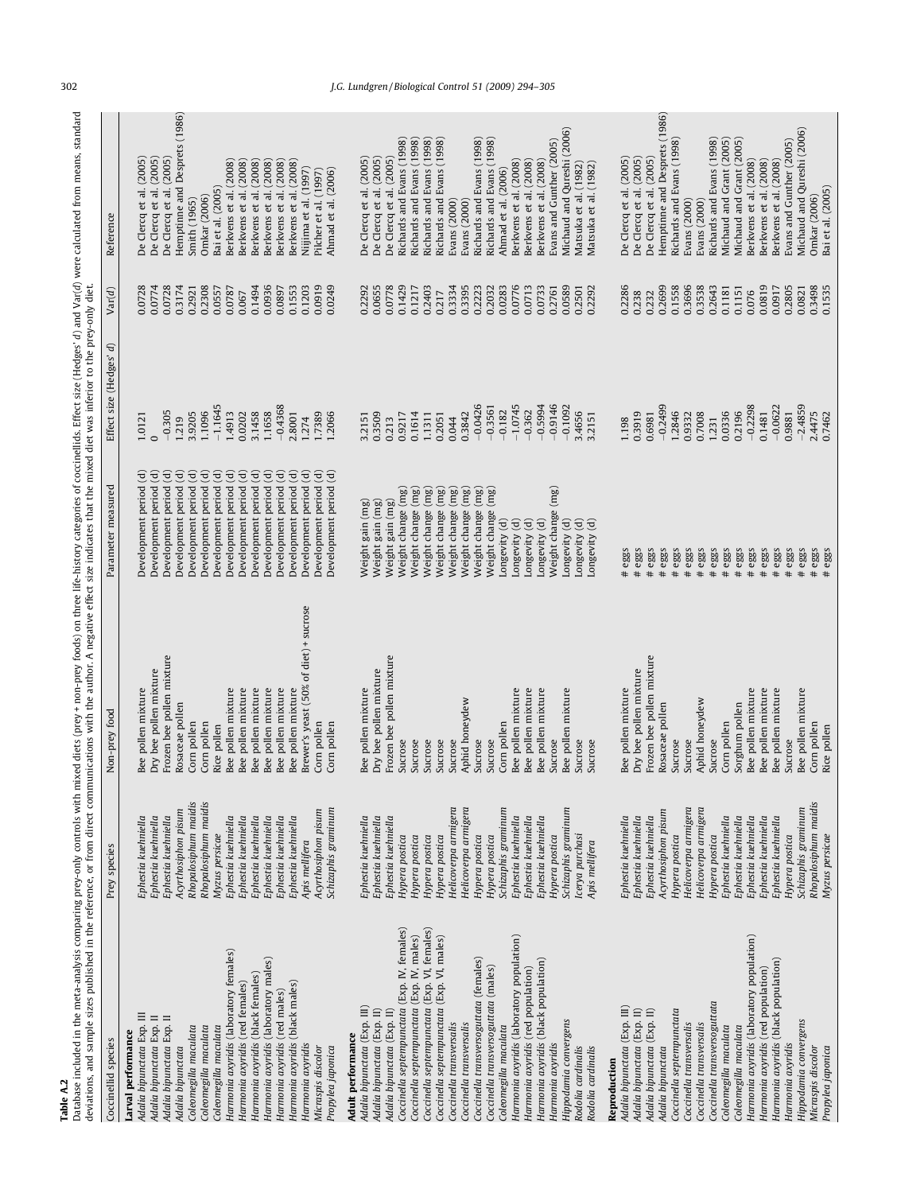**Table A.2**

Database included in the meta-analysis comparing prey-only controls with mixed diets (prey + non-prey foods) on three life-history categories of coccinellids. Effect size (Hedges' *d*) and Var(*d*) were calculated from means, standard deviations, and sample sizes published in the reference, or from direct communications with the author. A negative effect size indicates that the mixed diet was inferior to the prey-only diet.

| Coccinellid species | Prey species | Non-prey food | Parameter measured | Effect size (Hedges' *d*) | Var(*d*) | Reference |
|---|---|---|---|---|---|---|
| **Larval performance** | | | | | | |
| *Adalia bipunctata* Exp. III | *Ephestia kuehniella* | Bee pollen mixture | Development period (d) | 1.0121 | 0.0728 | De Clercq et al. (2005) |
| *Adalia bipunctata* Exp. II | *Ephestia kuehniella* | Dry bee pollen mixture | Development period (d) | 0 | 0.0774 | De Clercq et al. (2005) |
| *Adalia bipunctata* Exp. II | *Ephestia kuehniella* | Frozen bee pollen mixture | Development period (d) | −0.305 | 0.0728 | De Clercq et al. (2005) |
| *Adalia bipunctata* | *Acyrthosiphon pisum* | Rosaceae pollen | Development period (d) | 1.219 | 0.3174 | Hemptinne and Desprets (1986) |
| *Coleomegilla maculata* | *Rhopalosiphum maidis* | Corn pollen | Development period (d) | 3.9205 | 0.2921 | Smith (1965) |
| *Coleomegilla maculata* | *Rhopalosiphum maidis* | Corn pollen | Development period (d) | 1.1096 | 0.2308 | Omkar (2006) |
| *Coleomegilla maculata* | *Myzus persicae* | Rice pollen | Development period (d) | −1.1645 | 0.0557 | Bai et al. (2005) |
| *Harmonia axyridis* (laboratory females) | *Ephestia kuehniella* | Bee pollen mixture | Development period (d) | 1.4913 | 0.0787 | Berkvens et al. (2008) |
| *Harmonia axyridis* (red females) | *Ephestia kuehniella* | Bee pollen mixture | Development period (d) | 0.0202 | 0.067 | Berkvens et al. (2008) |
| *Harmonia axyridis* (black females) | *Ephestia kuehniella* | Bee pollen mixture | Development period (d) | 3.1458 | 0.1494 | Berkvens et al. (2008) |
| *Harmonia axyridis* (laboratory males) | *Ephestia kuehniella* | Bee pollen mixture | Development period (d) | 1.1658 | 0.0936 | Berkvens et al. (2008) |
| *Harmonia axyridis* (red males) | *Ephestia kuehniella* | Bee pollen mixture | Development period (d) | −0.4368 | 0.0897 | Berkvens et al. (2008) |
| *Harmonia axyridis* (black males) | *Ephestia kuehniella* | Bee pollen mixture | Development period (d) | 2.8001 | 0.1553 | Berkvens et al. (2008) |
| *Harmonia axyridis* | *Apis mellifera* | Brewer's yeast (50% of diet) + sucrose | Development period (d) | 1.274 | 0.1203 | Niijima et al. (1997) |
| *Micraspis discolor* | *Acyrthosiphon pisum* | Corn pollen | Development period (d) | 1.7389 | 0.0919 | Pilcher et al. (1997) |
| *Propylea japonica* | *Schizaphis graminum* | Corn pollen | Development period (d) | 1.2066 | 0.0249 | Ahmad et al. (2006) |
| **Adult performance** | | | | | | |
| *Adalia bipunctata* (Exp. III) | *Ephestia kuehniella* | Bee pollen mixture | Weight gain (mg) | 3.2151 | 0.2292 | De Clercq et al. (2005) |
| *Adalia bipunctata* (Exp. II) | *Ephestia kuehniella* | Dry bee pollen mixture | Weight gain (mg) | 0.3509 | 0.0655 | De Clercq et al. (2005) |
| *Adalia bipunctata* (Exp. II) | *Ephestia kuehniella* | Frozen bee pollen mixture | Weight gain (mg) | 0.213 | 0.0778 | De Clercq et al. (2005) |
| *Coccinella septempunctata* (Exp. IV, females) | *Hypera postica* | Sucrose | Weight change (mg) | 0.9217 | 0.1429 | Richards and Evans (1998) |
| *Coccinella septempunctata* (Exp. IV, males) | *Hypera postica* | Sucrose | Weight change (mg) | 0.1614 | 0.1217 | Richards and Evans (1998) |
| *Coccinella septempunctata* (Exp. VI, females) | *Hypera postica* | Sucrose | Weight change (mg) | 1.1311 | 0.2403 | Richards and Evans (1998) |
| *Coccinella septempunctata* (Exp. VI, males) | *Hypera postica* | Sucrose | Weight change (mg) | 0.2051 | 0.217 | Richards and Evans (1998) |
| *Coccinella transversalis* | *Helicoverpa armigera* | Sucrose | Weight change (mg) | 0.044 | 0.3334 | Evans (2000) |
| *Coccinella transversalis* | *Helicoverpa armigera* | Aphid honeydew | Weight change (mg) | 0.3842 | 0.3395 | Evans (2000) |
| *Coccinella transversoguttata* (females) | *Hypera postica* | Sucrose | Weight change (mg) | −0.0426 | 0.2223 | Richards and Evans (1998) |
| *Coccinella transversoguttata* (males) | *Hypera postica* | Sucrose | Weight change (mg) | −0.3561 | 0.2032 | Richards and Evans (1998) |
| *Coleomegilla maculata* | *Schizaphis graminum* | Corn pollen | Longevity (d) | −0.182 | 0.0283 | Ahmad et al. (2006) |
| *Harmonia axyridis* (laboratory population) | *Ephestia kuehniella* | Bee pollen mixture | Longevity (d) | −1.0745 | 0.0776 | Berkvens et al. (2008) |
| *Harmonia axyridis* (red population) | *Ephestia kuehniella* | Bee pollen mixture | Longevity (d) | −0.362 | 0.0713 | Berkvens et al. (2008) |
| *Harmonia axyridis* (black population) | *Ephestia kuehniella* | Bee pollen mixture | Longevity (d) | −0.5994 | 0.0733 | Berkvens et al. (2008) |
| *Harmonia axyridis* | *Hypera postica* | Sucrose | Weight change (mg) | −0.9146 | 0.2761 | Evans and Gunther (2005) |
| *Hippodamia convergens* | *Schizaphis graminum* | Bee pollen mixture | Longevity (d) | −0.1092 | 0.0589 | Michaud and Qureshi (2006) |
| *Rodolia cardinalis* | *Icerya purchasi* | Sucrose | Longevity (d) | 3.4656 | 0.2501 | Matsuka et al. (1982) |
| *Rodolia cardinalis* | *Apis mellifera* | Sucrose | Longevity (d) | 3.2151 | 0.2292 | Matsuka et al. (1982) |
| **Reproduction** | | | | | | |
| *Adalia bipunctata* (Exp. III) | *Ephestia kuehniella* | Bee pollen mixture | # eggs | 1.198 | 0.2286 | De Clercq et al. (2005) |
| *Adalia bipunctata* (Exp. II) | *Ephestia kuehniella* | Dry bee pollen mixture | # eggs | 0.3919 | 0.238 | De Clercq et al. (2005) |
| *Adalia bipunctata* (Exp. II) | *Ephestia kuehniella* | Frozen bee pollen mixture | # eggs | 0.6981 | 0.232 | De Clercq et al. (2005) |
| *Adalia bipunctata* | *Acyrthosiphon pisum* | Rosaceae pollen | # eggs | −0.2499 | 0.2699 | Hemptinne and Desprets (1986) |
| *Coccinella septempunctata* | *Hypera postica* | Sucrose | # eggs | 1.2846 | 0.1558 | Richards and Evans (1998) |
| *Coccinella transversalis* | *Helicoverpa armigera* | Sucrose | # eggs | 0.9332 | 0.3696 | Evans (2000) |
| *Coccinella transversalis* | *Helicoverpa armigera* | Aphid honeydew | # eggs | 0.7008 | 0.3538 | Evans (2000) |
| *Coccinella transversoguttata* | *Hypera postica* | Sucrose | # eggs | 1.231 | 0.2643 | Richards and Evans (1998) |
| *Coleomegilla maculata* | *Ephestia kuehniella* | Corn pollen | # eggs | 0.0336 | 0.1181 | Michaud and Grant (2005) |
| *Coleomegilla maculata* | *Ephestia kuehniella* | Sorghum pollen | # eggs | 0.2196 | 0.1151 | Michaud and Grant (2005) |
| *Harmonia axyridis* (laboratory population) | *Ephestia kuehniella* | Bee pollen mixture | # eggs | −0.2298 | 0.076 | Berkvens et al. (2008) |
| *Harmonia axyridis* (red population) | *Ephestia kuehniella* | Bee pollen mixture | # eggs | 0.1481 | 0.0819 | Berkvens et al. (2008) |
| *Harmonia axyridis* (black population) | *Ephestia kuehniella* | Bee pollen mixture | # eggs | −0.0622 | 0.0917 | Berkvens et al. (2008) |
| *Harmonia axyridis* | *Hypera postica* | Sucrose | # eggs | 0.9881 | 0.2805 | Evans and Gunther (2005) |
| *Hippodamia convergens* | *Schizaphis graminum* | Bee pollen mixture | # eggs | −2.4859 | 0.0821 | Michaud and Qureshi (2006) |
| *Micraspis discolor* | *Rhopalosiphum maidis* | Corn pollen | # eggs | 2.4475 | 0.3498 | Omkar (2006) |
| *Propylea japonica* | *Myzus persicae* | Rice pollen | # eggs | 0.7462 | 0.1535 | Bai et al. (2005) |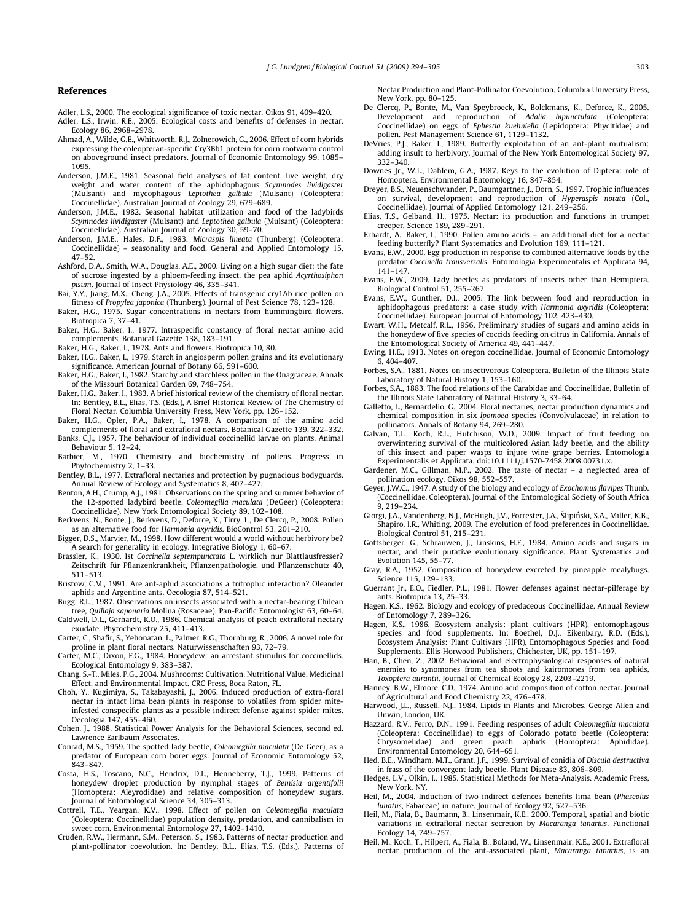## References

Adler, L.S., 2000. The ecological significance of toxic nectar. Oikos 91, 409–420.

Adler, L.S., Irwin, R.E., 2005. Ecological costs and benefits of defenses in nectar. Ecology 86, 2968–2978.

Ahmad, A., Wilde, G.E., Whitworth, R.J., Zolnerowich, G., 2006. Effect of corn hybrids expressing the coleopteran-specific Cry3Bb1 protein for corn rootworm control on aboveground insect predators. Journal of Economic Entomology 99, 1085–1095.

Anderson, J.M.E., 1981. Seasonal field analyses of fat content, live weight, dry weight and water content of the aphidophagous *Scymnodes lividigaster* (Mulsant) and mycophagous *Leptothea galbula* (Mulsant) (Coleoptera: Coccinellidae). Australian Journal of Zoology 29, 679–689.

Anderson, J.M.E., 1982. Seasonal habitat utilization and food of the ladybirds *Scymnodes lividigaster* (Mulsant) and *Leptothea galbula* (Mulsant) (Coleoptera: Coccinellidae). Australian Journal of Zoology 30, 59–70.

Anderson, J.M.E., Hales, D.F., 1983. *Micraspis lineata* (Thunberg) (Coleoptera: Coccinellidae) – seasonality and food. General and Applied Entomology 15, 47–52.

Ashford, D.A., Smith, W.A., Douglas, A.E., 2000. Living on a high sugar diet: the fate of sucrose ingested by a phloem-feeding insect, the pea aphid *Acyrthosiphon pisum*. Journal of Insect Physiology 46, 335–341.

Bai, Y.Y., Jiang, M.X., Cheng, J.A., 2005. Effects of transgenic cry1Ab rice pollen on fitness of *Propylea japonica* (Thunberg). Journal of Pest Science 78, 123–128.

Baker, H.G., 1975. Sugar concentrations in nectars from hummingbird flowers. Biotropica 7, 37–41.

Baker, H.G., Baker, I., 1977. Intraspecific constancy of floral nectar amino acid complements. Botanical Gazette 138, 183–191.

Baker, H.G., Baker, I., 1978. Ants and flowers. Biotropica 10, 80.

Baker, H.G., Baker, I., 1979. Starch in angiosperm pollen grains and its evolutionary significance. American Journal of Botany 66, 591–600.

Baker, H.G., Baker, I., 1982. Starchy and starchless pollen in the Onagraceae. Annals of the Missouri Botanical Garden 69, 748–754.

Baker, H.G., Baker, I., 1983. A brief historical review of the chemistry of floral nectar. In: Bentley, B.L., Elias, T.S. (Eds.), A Brief Historical Review of The Chemistry of Floral Nectar. Columbia University Press, New York, pp. 126–152.

Baker, H.G., Opler, P.A., Baker, I., 1978. A comparison of the amino acid complements of floral and extrafloral nectars. Botanical Gazette 139, 322–332.

Banks, C.J., 1957. The behaviour of individual coccinellid larvae on plants. Animal Behaviour 5, 12–24.

Barbier, M., 1970. Chemistry and biochemistry of pollens. Progress in Phytochemistry 2, 1–33.

Bentley, B.L., 1977. Extrafloral nectaries and protection by pugnacious bodyguards. Annual Review of Ecology and Systematics 8, 407–427.

Benton, A.H., Crump, A.J., 1981. Observations on the spring and summer behavior of the 12-spotted ladybird beetle, *Coleomegilla maculata* (DeGeer) (Coleoptera: Coccinellidae). New York Entomological Society 89, 102–108.

Berkvens, N., Bonte, J., Berkvens, D., Deforce, K., Tirry, L., De Clercq, P., 2008. Pollen as an alternative food for *Harmonia axyridis*. BioControl 53, 201–210.

Bigger, D.S., Marvier, M., 1998. How different would a world without herbivory be? A search for generality in ecology. Integrative Biology 1, 60–67.

Brassler, K., 1930. Ist *Coccinella septempunctata* L. wirklich nur Blattlausfresser? Zeitschrift für Pflanzenkrankheit, Pflanzenpathologie, und Pflanzenschutz 40, 511–513.

Bristow, C.M., 1991. Are ant-aphid associations a tritrophic interaction? Oleander aphids and Argentine ants. Oecologia 87, 514–521.

Bugg, R.L., 1987. Observations on insects associated with a nectar-bearing Chilean tree, *Quillaja saponaria* Molina (Rosaceae). Pan-Pacific Entomologist 63, 60–64.

Caldwell, D.L., Gerhardt, K.O., 1986. Chemical analysis of peach extrafloral nectary exudate. Phytochemistry 25, 411–413.

Carter, C., Shafir, S., Yehonatan, L., Palmer, R.G., Thornburg, R., 2006. A novel role for proline in plant floral nectars. Naturwissenschaften 93, 72–79.

Carter, M.C., Dixon, F.G., 1984. Honeydew: an arrestant stimulus for coccinellids. Ecological Entomology 9, 383–387.

Chang, S.-T., Miles, P.G., 2004. Mushrooms: Cultivation, Nutritional Value, Medicinal Effect, and Environmental Impact. CRC Press, Boca Raton, FL.

Choh, Y., Kugimiya, S., Takabayashi, J., 2006. Induced production of extra-floral nectar in intact lima bean plants in response to volatiles from spider mite-infested conspecific plants as a possible indirect defense against spider mites. Oecologia 147, 455–460.

Cohen, J., 1988. Statistical Power Analysis for the Behavioral Sciences, second ed. Lawrence Earlbaum Associates.

Conrad, M.S., 1959. The spotted lady beetle, *Coleomegilla maculata* (De Geer), as a predator of European corn borer eggs. Journal of Economic Entomology 52, 843–847.

Costa, H.S., Toscano, N.C., Hendrix, D.L., Henneberry, T.J., 1999. Patterns of honeydew droplet production by nymphal stages of *Bemisia argentifolii* (Homoptera: Aleyrodidae) and relative composition of honeydew sugars. Journal of Entomological Science 34, 305–313.

Cottrell, T.E., Yeargan, K.V., 1998. Effect of pollen on *Coleomegilla maculata* (Coleoptera: Coccinellidae) population density, predation, and cannibalism in sweet corn. Environmental Entomology 27, 1402–1410.

Cruden, R.W., Hermann, S.M., Peterson, S., 1983. Patterns of nectar production and plant-pollinator coevolution. In: Bentley, B.L., Elias, T.S. (Eds.), Patterns of Nectar Production and Plant-Pollinator Coevolution. Columbia University Press, New York, pp. 80–125.

De Clercq, P., Bonte, M., Van Speybroeck, K., Bolckmans, K., Deforce, K., 2005. Development and reproduction of *Adalia bipunctulata* (Coleoptera: Coccinellidae) on eggs of *Ephestia kuehniella* (Lepidoptera: Phycitidae) and pollen. Pest Management Science 61, 1129–1132.

DeVries, P.J., Baker, I., 1989. Butterfly exploitation of an ant-plant mutualism: adding insult to herbivory. Journal of the New York Entomological Society 97, 332–340.

Downes Jr., W.L., Dahlem, G.A., 1987. Keys to the evolution of Diptera: role of Homoptera. Environmental Entomology 16, 847–854.

Dreyer, B.S., Neuenschwander, P., Baumgartner, J., Dorn, S., 1997. Trophic influences on survival, development and reproduction of *Hyperaspis notata* (Col., Coccinellidae). Journal of Applied Entomology 121, 249–256.

Elias, T.S., Gelband, H., 1975. Nectar: its production and functions in trumpet creeper. Science 189, 289–291.

Erhardt, A., Baker, I., 1990. Pollen amino acids – an additional diet for a nectar feeding butterfly? Plant Systematics and Evolution 169, 111–121.

Evans, E.W., 2000. Egg production in response to combined alternative foods by the predator *Coccinella transversalis*. Entomologia Experimentalis et Applicata 94, 141–147.

Evans, E.W., 2009. Lady beetles as predators of insects other than Hemiptera. Biological Control 51, 255–267.

Evans, E.W., Gunther, D.I., 2005. The link between food and reproduction in aphidophagous predators: a case study with *Harmonia axyridis* (Coleoptera: Coccinellidae). European Journal of Entomology 102, 423–430.

Ewart, W.H., Metcalf, R.L., 1956. Preliminary studies of sugars and amino acids in the honeydew of five species of coccids feeding on citrus in California. Annals of the Entomological Society of America 49, 441–447.

Ewing, H.E., 1913. Notes on oregon coccinellidae. Journal of Economic Entomology 6, 404–407.

Forbes, S.A., 1881. Notes on insectivorous Coleoptera. Bulletin of the Illinois State Laboratory of Natural History 1, 153–160.

Forbes, S.A., 1883. The food relations of the Carabidae and Coccinellidae. Bulletin of the Illinois State Laboratory of Natural History 3, 33–64.

Galletto, L., Bernardello, G., 2004. Floral nectaries, nectar production dynamics and chemical composition in six *Ipomoea* species (Convolvulaceae) in relation to pollinators. Annals of Botany 94, 269–280.

Galvan, T.L., Koch, R.L., Hutchison, W.D., 2009. Impact of fruit feeding on overwintering survival of the multicolored Asian lady beetle, and the ability of this insect and paper wasps to injure wine grape berries. Entomologia Experimentalis et Applicata. doi:10.1111/j.1570-7458.2008.00731.x.

Gardener, M.C., Gillman, M.P., 2002. The taste of nectar – a neglected area of pollination ecology. Oikos 98, 552–557.

Geyer, J.W.C., 1947. A study of the biology and ecology of *Exochomus flavipes* Thunb. (Coccinellidae, Coleoptera). Journal of the Entomological Society of South Africa 9, 219–234.

Giorgi, J.A., Vandenberg, N.J., McHugh, J.V., Forrester, J.A., Ślipiński, S.A., Miller, K.B., Shapiro, I.R., Whiting, 2009. The evolution of food preferences in Coccinellidae. Biological Control 51, 215–231.

Gottsberger, G., Schrauwen, J., Linskins, H.F., 1984. Amino acids and sugars in nectar, and their putative evolutionary significance. Plant Systematics and Evolution 145, 55–77.

Gray, R.A., 1952. Composition of honeydew excreted by pineapple mealybugs. Science 115, 129–133.

Guerrant Jr., E.O., Fiedler, P.L., 1981. Flower defenses against nectar-pilferage by ants. Biotropica 13, 25–33.

Hagen, K.S., 1962. Biology and ecology of predaceous Coccinellidae. Annual Review of Entomology 7, 289–326.

Hagen, K.S., 1986. Ecosystem analysis: plant cultivars (HPR), entomophagous species and food supplements. In: Boethel, D.J., Eikenbary, R.D. (Eds.), Ecosystem Analysis: Plant Cultivars (HPR), Entomophagous Species and Food Supplements. Ellis Horwood Publishers, Chichester, UK, pp. 151–197.

Han, B., Chen, Z., 2002. Behavioral and electrophysiological responses of natural enemies to synomones from tea shoots and kairomones from tea aphids, *Toxoptera aurantii*. Journal of Chemical Ecology 28, 2203–2219.

Hanney, B.W., Elmore, C.D., 1974. Amino acid composition of cotton nectar. Journal of Agricultural and Food Chemistry 22, 476–478.

Harwood, J.L., Russell, N.J., 1984. Lipids in Plants and Microbes. George Allen and Unwin, London, UK.

Hazzard, R.V., Ferro, D.N., 1991. Feeding responses of adult *Coleomegilla maculata* (Coleoptera: Coccinellidae) to eggs of Colorado potato beetle (Coleoptera: Chrysomelidae) and green peach aphids (Homoptera: Aphididae). Environmental Entomology 20, 644–651.

Hed, B.E., Windham, M.T., Grant, J.F., 1999. Survival of conidia of *Discula destructiva* in frass of the convergent lady beetle. Plant Disease 83, 806–809.

Hedges, L.V., Olkin, I., 1985. Statistical Methods for Meta-Analysis. Academic Press, New York, NY.

Heil, M., 2004. Induction of two indirect defences benefits lima bean (*Phaseolus lunatus*, Fabaceae) in nature. Journal of Ecology 92, 527–536.

Heil, M., Fiala, B., Baumann, B., Linsenmair, K.E., 2000. Temporal, spatial and biotic variations in extrafloral nectar secretion by *Macaranga tanarius*. Functional Ecology 14, 749–757.

Heil, M., Koch, T., Hilpert, A., Fiala, B., Boland, W., Linsenmair, K.E., 2001. Extrafloral nectar production of the ant-associated plant, *Macaranga tanarius*, is an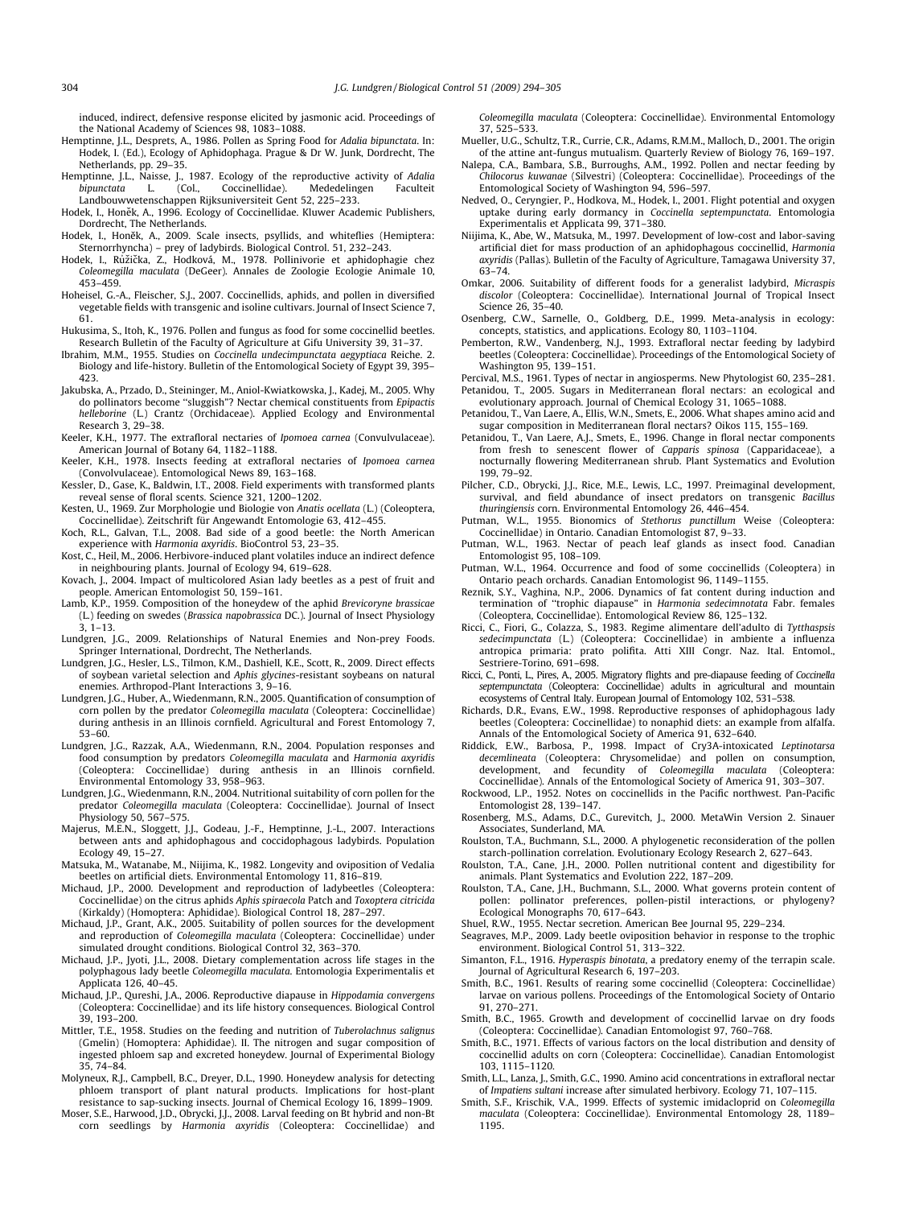induced, indirect, defensive response elicited by jasmonic acid. Proceedings of the National Academy of Sciences 98, 1083–1088.

Hemptinne, J.L., Desprets, A., 1986. Pollen as Spring Food for *Adalia bipunctata*. In: Hodek, I. (Ed.), Ecology of Aphidophaga. Prague & Dr W. Junk, Dordrecht, The Netherlands, pp. 29–35.

Hemptinne, J.L., Naisse, J., 1987. Ecology of the reproductive activity of *Adalia bipunctata* L. (Col., Coccinellidae). Mededelingen Faculteit Landbouwwetenschappen Rijksuniversiteit Gent 52, 225–233.

Hodek, I., Honěk, A., 1996. Ecology of Coccinellidae. Kluwer Academic Publishers, Dordrecht, The Netherlands.

Hodek, I., Honěk, A., 2009. Scale insects, psyllids, and whiteflies (Hemiptera: Sternorrhyncha) – prey of ladybirds. Biological Control. 51, 232–243.

Hodek, I., Růžička, Z., Hodková, M., 1978. Pollinivorie et aphidophagie chez *Coleomegilla maculata* (DeGeer). Annales de Zoologie Ecologie Animale 10, 453–459.

Hoheisel, G.-A., Fleischer, S.J., 2007. Coccinellids, aphids, and pollen in diversified vegetable fields with transgenic and isoline cultivars. Journal of Insect Science 7, 61.

Hukusima, S., Itoh, K., 1976. Pollen and fungus as food for some coccinellid beetles. Research Bulletin of the Faculty of Agriculture at Gifu University 39, 31–37.

Ibrahim, M.M., 1955. Studies on *Coccinella undecimpunctata aegyptiaca* Reiche. 2. Biology and life-history. Bulletin of the Entomological Society of Egypt 39, 395–423.

Jakubska, A., Przado, D., Steininger, M., Aniol-Kwiatkowska, J., Kadej, M., 2005. Why do pollinators become "sluggish"? Nectar chemical constituents from *Epipactis helleborine* (L.) Crantz (Orchidaceae). Applied Ecology and Environmental Research 3, 29–38.

Keeler, K.H., 1977. The extrafloral nectaries of *Ipomoea carnea* (Convulvulaceae). American Journal of Botany 64, 1182–1188.

Keeler, K.H., 1978. Insects feeding at extrafloral nectaries of *Ipomoea carnea* (Convolvulaceae). Entomological News 89, 163–168.

Kessler, D., Gase, K., Baldwin, I.T., 2008. Field experiments with transformed plants reveal sense of floral scents. Science 321, 1200–1202.

Kesten, U., 1969. Zur Morphologie und Biologie von *Anatis ocellata* (L.) (Coleoptera, Coccinellidae). Zeitschrift für Angewandt Entomologie 63, 412–455.

Koch, R.L., Galvan, T.L., 2008. Bad side of a good beetle: the North American experience with *Harmonia axyridis*. BioControl 53, 23–35.

Kost, C., Heil, M., 2006. Herbivore-induced plant volatiles induce an indirect defence in neighbouring plants. Journal of Ecology 94, 619–628.

Kovach, J., 2004. Impact of multicolored Asian lady beetles as a pest of fruit and people. American Entomologist 50, 159–161.

Lamb, K.P., 1959. Composition of the honeydew of the aphid *Brevicoryne brassicae* (L.) feeding on swedes (*Brassica napobrassica* DC.). Journal of Insect Physiology 3, 1–13.

Lundgren, J.G., 2009. Relationships of Natural Enemies and Non-prey Foods. Springer International, Dordrecht, The Netherlands.

Lundgren, J.G., Hesler, L.S., Tilmon, K.M., Dashiell, K.E., Scott, R., 2009. Direct effects of soybean varietal selection and *Aphis glycines*-resistant soybeans on natural enemies. Arthropod-Plant Interactions 3, 9–16.

Lundgren, J.G., Huber, A., Wiedenmann, R.N., 2005. Quantification of consumption of corn pollen by the predator *Coleomegilla maculata* (Coleoptera: Coccinellidae) during anthesis in an Illinois cornfield. Agricultural and Forest Entomology 7, 53–60.

Lundgren, J.G., Razzak, A.A., Wiedenmann, R.N., 2004. Population responses and food consumption by predators *Coleomegilla maculata* and *Harmonia axyridis* (Coleoptera: Coccinellidae) during anthesis in an Illinois cornfield. Environmental Entomology 33, 958–963.

Lundgren, J.G., Wiedenmann, R.N., 2004. Nutritional suitability of corn pollen for the predator *Coleomegilla maculata* (Coleoptera: Coccinellidae). Journal of Insect Physiology 50, 567–575.

Majerus, M.E.N., Sloggett, J.J., Godeau, J.-F., Hemptinne, J.-L., 2007. Interactions between ants and aphidophagous and coccidophagous ladybirds. Population Ecology 49, 15–27.

Matsuka, M., Watanabe, M., Niijima, K., 1982. Longevity and oviposition of Vedalia beetles on artificial diets. Environmental Entomology 11, 816–819.

Michaud, J.P., 2000. Development and reproduction of ladybeetles (Coleoptera: Coccinellidae) on the citrus aphids *Aphis spiraecola* Patch and *Toxoptera citricida* (Kirkaldy) (Homoptera: Aphididae). Biological Control 18, 287–297.

Michaud, J.P., Grant, A.K., 2005. Suitability of pollen sources for the development and reproduction of *Coleomegilla maculata* (Coleoptera: Coccinellidae) under simulated drought conditions. Biological Control 32, 363–370.

Michaud, J.P., Jyoti, J.L., 2008. Dietary complementation across life stages in the polyphagous lady beetle *Coleomegilla maculata*. Entomologia Experimentalis et Applicata 126, 40–45.

Michaud, J.P., Qureshi, J.A., 2006. Reproductive diapause in *Hippodamia convergens* (Coleoptera: Coccinellidae) and its life history consequences. Biological Control 39, 193–200.

Mittler, T.E., 1958. Studies on the feeding and nutrition of *Tuberolachnus salignus* (Gmelin) (Homoptera: Aphididae). II. The nitrogen and sugar composition of ingested phloem sap and excreted honeydew. Journal of Experimental Biology 35, 74–84.

Molyneux, R.J., Campbell, B.C., Dreyer, D.L., 1990. Honeydew analysis for detecting phloem transport of plant natural products. Implications for host-plant resistance to sap-sucking insects. Journal of Chemical Ecology 16, 1899–1909.

Moser, S.E., Harwood, J.D., Obrycki, J.J., 2008. Larval feeding on Bt hybrid and non-Bt corn seedlings by *Harmonia axyridis* (Coleoptera: Coccinellidae) and *Coleomegilla maculata* (Coleoptera: Coccinellidae). Environmental Entomology 37, 525–533.

Mueller, U.G., Schultz, T.R., Currie, C.R., Adams, R.M.M., Malloch, D., 2001. The origin of the attine ant-fungus mutualism. Quarterly Review of Biology 76, 169–197.

Nalepa, C.A., Bambara, S.B., Burroughs, A.M., 1992. Pollen and nectar feeding by *Chilocorus kuwanae* (Silvestri) (Coleoptera: Coccinellidae). Proceedings of the Entomological Society of Washington 94, 596–597.

Nedved, O., Ceryngier, P., Hodkova, M., Hodek, I., 2001. Flight potential and oxygen uptake during early dormancy in *Coccinella septempunctata*. Entomologia Experimentalis et Applicata 99, 371–380.

Niijima, K., Abe, W., Matsuka, M., 1997. Development of low-cost and labor-saving artificial diet for mass production of an aphidophagous coccinellid, *Harmonia axyridis* (Pallas). Bulletin of the Faculty of Agriculture, Tamagawa University 37, 63–74.

Omkar, 2006. Suitability of different foods for a generalist ladybird, *Micraspis discolor* (Coleoptera: Coccinellidae). International Journal of Tropical Insect Science 26, 35–40.

Osenberg, C.W., Sarnelle, O., Goldberg, D.E., 1999. Meta-analysis in ecology: concepts, statistics, and applications. Ecology 80, 1103–1104.

Pemberton, R.W., Vandenberg, N.J., 1993. Extrafloral nectar feeding by ladybird beetles (Coleoptera: Coccinellidae). Proceedings of the Entomological Society of Washington 95, 139–151.

Percival, M.S., 1961. Types of nectar in angiosperms. New Phytologist 60, 235–281.

Petanidou, T., 2005. Sugars in Mediterranean floral nectars: an ecological and evolutionary approach. Journal of Chemical Ecology 31, 1065–1088.

Petanidou, T., Van Laere, A., Ellis, W.N., Smets, E., 2006. What shapes amino acid and sugar composition in Mediterranean floral nectars? Oikos 115, 155–169.

Petanidou, T., Van Laere, A.J., Smets, E., 1996. Change in floral nectar components from fresh to senescent flower of *Capparis spinosa* (Capparidaceae), a nocturnally flowering Mediterranean shrub. Plant Systematics and Evolution 199, 79–92.

Pilcher, C.D., Obrycki, J.J., Rice, M.E., Lewis, L.C., 1997. Preimaginal development, survival, and field abundance of insect predators on transgenic *Bacillus thuringiensis* corn. Environmental Entomology 26, 446–454.

Putman, W.L., 1955. Bionomics of *Stethorus punctillum* Weise (Coleoptera: Coccinellidae) in Ontario. Canadian Entomologist 87, 9–33.

Putman, W.L., 1963. Nectar of peach leaf glands as insect food. Canadian Entomologist 95, 108–109.

Putman, W.L., 1964. Occurrence and food of some coccinellids (Coleoptera) in Ontario peach orchards. Canadian Entomologist 96, 1149–1155.

Reznik, S.Y., Vaghina, N.P., 2006. Dynamics of fat content during induction and termination of "trophic diapause" in *Harmonia sedecimnotata* Fabr. females (Coleoptera, Coccinellidae). Entomological Review 86, 125–132.

Ricci, C., Fiori, G., Colazza, S., 1983. Regime alimentare dell'adulto di *Tytthaspsis sedecimpunctata* (L.) (Coleoptera: Coccinellidae) in ambiente a influenza antropica primaria: prato polifita. Atti XIII Congr. Naz. Ital. Entomol., Sestriere-Torino, 691–698.

Ricci, C., Ponti, L., Pires, A., 2005. Migratory flights and pre-diapause feeding of *Coccinella septempunctata* (Coleoptera) adults in agricultural and mountain ecosystems of Central Italy. European Journal of Entomology 102, 531–538.

Richards, D.R., Evans, E.W., 1998. Reproductive responses of aphidophagous lady beetles (Coleoptera: Coccinellidae) to nonaphid diets: an example from alfalfa. Annals of the Entomological Society of America 91, 632–640.

Riddick, E.W., Barbosa, P., 1998. Impact of Cry3A-intoxicated *Leptinotarsa decemlineata* (Coleoptera: Chrysomelidae) and pollen on consumption, development, and fecundity of *Coleomegilla maculata* (Coleoptera: Coccinellidae). Annals of the Entomological Society of America 91, 303–307.

Rockwood, L.P., 1952. Notes on coccinellids in the Pacific northwest. Pan-Pacific Entomologist 28, 139–147.

Rosenberg, M.S., Adams, D.C., Gurevitch, J., 2000. MetaWin Version 2. Sinauer Associates, Sunderland, MA.

Roulston, T.A., Buchmann, S.L., 2000. A phylogenetic reconsideration of the pollen starch-pollination correlation. Evolutionary Ecology Research 2, 627–643.

Roulston, T.A., Cane, J.H., 2000. Pollen nutritional content and digestibility for animals. Plant Systematics and Evolution 222, 187–209.

Roulston, T.A., Cane, J.H., Buchmann, S.L., 2000. What governs protein content of pollen: pollinator preferences, pollen-pistil interactions, or phylogeny? Ecological Monographs 70, 617–643.

Shuel, R.W., 1955. Nectar secretion. American Bee Journal 95, 229–234.

Seagraves, M.P., 2009. Lady beetle oviposition behavior in response to the trophic environment. Biological Control 51, 313–322.

Simanton, F.L., 1916. *Hyperaspis binotata*, a predatory enemy of the terrapin scale. Journal of Agricultural Research 6, 197–203.

Smith, B.C., 1961. Results of rearing some coccinellid (Coleoptera: Coccinellidae) larvae on various pollens. Proceedings of the Entomological Society of Ontario 91, 270–271.

Smith, B.C., 1965. Growth and development of coccinellid larvae on dry foods (Coleoptera: Coccinellidae). Canadian Entomologist 97, 760–768.

Smith, B.C., 1971. Effects of various factors on the local distribution and density of coccinellid adults on corn (Coleoptera: Coccinellidae). Canadian Entomologist 103, 1115–1120.

Smith, L.L., Lanza, J., Smith, G.C., 1990. Amino acid concentrations in extrafloral nectar of *Impatiens sultani* increase after simulated herbivory. Ecology 71, 107–115.

Smith, S.F., Krischik, V.A., 1999. Effects of systemic imidacloprid on *Coleomegilla maculata* (Coleoptera: Coccinellidae). Environmental Entomology 28, 1189–1195.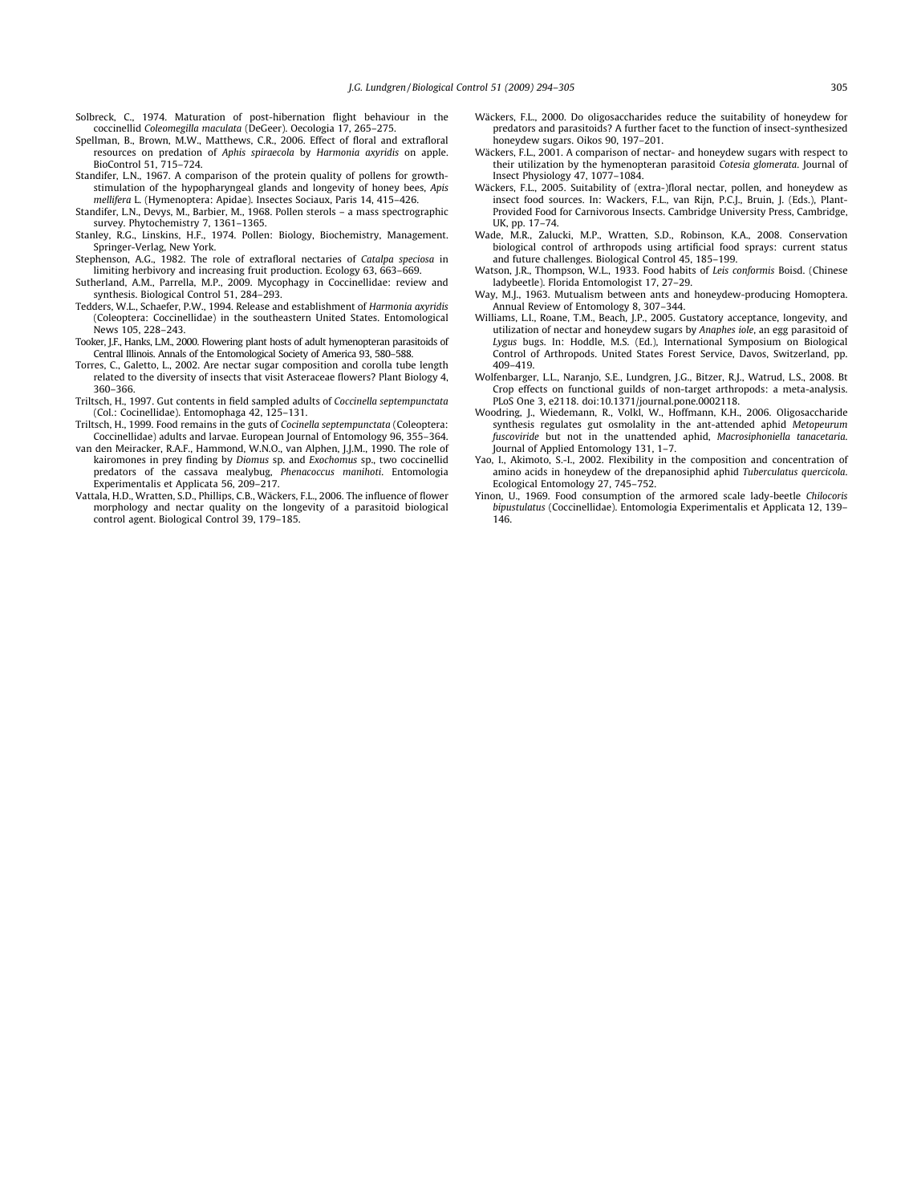Solbreck, C., 1974. Maturation of post-hibernation flight behaviour in the coccinellid *Coleomegilla maculata* (DeGeer). Oecologia 17, 265–275.

Spellman, B., Brown, M.W., Matthews, C.R., 2006. Effect of floral and extrafloral resources on predation of *Aphis spiraecola* by *Harmonia axyridis* on apple. BioControl 51, 715–724.

Standifer, L.N., 1967. A comparison of the protein quality of pollens for growth-stimulation of the hypopharyngeal glands and longevity of honey bees, *Apis mellifera* L. (Hymenoptera: Apidae). Insectes Sociaux, Paris 14, 415–426.

Standifer, L.N., Devys, M., Barbier, M., 1968. Pollen sterols – a mass spectrographic survey. Phytochemistry 7, 1361–1365.

Stanley, R.G., Linskins, H.F., 1974. Pollen: Biology, Biochemistry, Management. Springer-Verlag, New York.

Stephenson, A.G., 1982. The role of extrafloral nectaries of *Catalpa speciosa* in limiting herbivory and increasing fruit production. Ecology 63, 663–669.

Sutherland, A.M., Parrella, M.P., 2009. Mycophagy in Coccinellidae: review and synthesis. Biological Control 51, 284–293.

Tedders, W.L., Schaefer, P.W., 1994. Release and establishment of *Harmonia axyridis* (Coleoptera: Coccinellidae) in the southeastern United States. Entomological News 105, 228–243.

Tooker, J.F., Hanks, L.M., 2000. Flowering plant hosts of adult hymenopteran parasitoids of Central Illinois. Annals of the Entomological Society of America 93, 580–588.

Torres, C., Galetto, L., 2002. Are nectar sugar composition and corolla tube length related to the diversity of insects that visit Asteraceae flowers? Plant Biology 4, 360–366.

Triltsch, H., 1997. Gut contents in field sampled adults of *Coccinella septempunctata* (Col.: Cocinellidae). Entomophaga 42, 125–131.

Triltsch, H., 1999. Food remains in the guts of *Cocinella septempunctata* (Coleoptera: Coccinellidae) adults and larvae. European Journal of Entomology 96, 355–364.

van den Meiracker, R.A.F., Hammond, W.N.O., van Alphen, J.J.M., 1990. The role of kairomones in prey finding by *Diomus* sp. and *Exochomus* sp., two coccinellid predators of the cassava mealybug, *Phenacoccus manihoti*. Entomologia Experimentalis et Applicata 56, 209–217.

Vattala, H.D., Wratten, S.D., Phillips, C.B., Wäckers, F.L., 2006. The influence of flower morphology and nectar quality on the longevity of a parasitoid biological control agent. Biological Control 39, 179–185.

Wäckers, F.L., 2000. Do oligosaccharides reduce the suitability of honeydew for predators and parasitoids? A further facet to the function of insect-synthesized honeydew sugars. Oikos 90, 197–201.

Wäckers, F.L., 2001. A comparison of nectar- and honeydew sugars with respect to their utilization by the hymenopteran parasitoid *Cotesia glomerata*. Journal of Insect Physiology 47, 1077–1084.

Wäckers, F.L., 2005. Suitability of (extra-)floral nectar, pollen, and honeydew as insect food sources. In: Wackers, F.L., van Rijn, P.C.J., Bruin, J. (Eds.), Plant-Provided Food for Carnivorous Insects. Cambridge University Press, Cambridge, UK, pp. 17–74.

Wade, M.R., Zalucki, M.P., Wratten, S.D., Robinson, K.A., 2008. Conservation biological control of arthropods using artificial food sprays: current status and future challenges. Biological Control 45, 185–199.

Watson, J.R., Thompson, W.L., 1933. Food habits of *Leis conformis* Boisd. (Chinese ladybeetle). Florida Entomologist 17, 27–29.

Way, M.J., 1963. Mutualism between ants and honeydew-producing Homoptera. Annual Review of Entomology 8, 307–344.

Williams, L.I., Roane, T.M., Beach, J.P., 2005. Gustatory acceptance, longevity, and utilization of nectar and honeydew sugars by *Anaphes iole*, an egg parasitoid of *Lygus* bugs. In: Hoddle, M.S. (Ed.), International Symposium on Biological Control of Arthropods. United States Forest Service, Davos, Switzerland, pp. 409–419.

Wolfenbarger, L.L., Naranjo, S.E., Lundgren, J.G., Bitzer, R.J., Watrud, L.S., 2008. Bt Crop effects on functional guilds of non-target arthropods: a meta-analysis. PLoS One 3, e2118. doi:10.1371/journal.pone.0002118.

Woodring, J., Wiedemann, R., Volkl, W., Hoffmann, K.H., 2006. Oligosaccharide synthesis regulates gut osmolality in the ant-attended aphid *Metopeurum fuscoviride* but not in the unattended aphid, *Macrosiphoniella tanacetaria*. Journal of Applied Entomology 131, 1–7.

Yao, I., Akimoto, S.-I., 2002. Flexibility in the composition and concentration of amino acids in honeydew of the drepanosiphid aphid *Tuberculatus quercicola*. Ecological Entomology 27, 745–752.

Yinon, U., 1969. Food consumption of the armored scale lady-beetle *Chilocoris bipustulatus* (Coccinellidae). Entomologia Experimentalis et Applicata 12, 139–146.